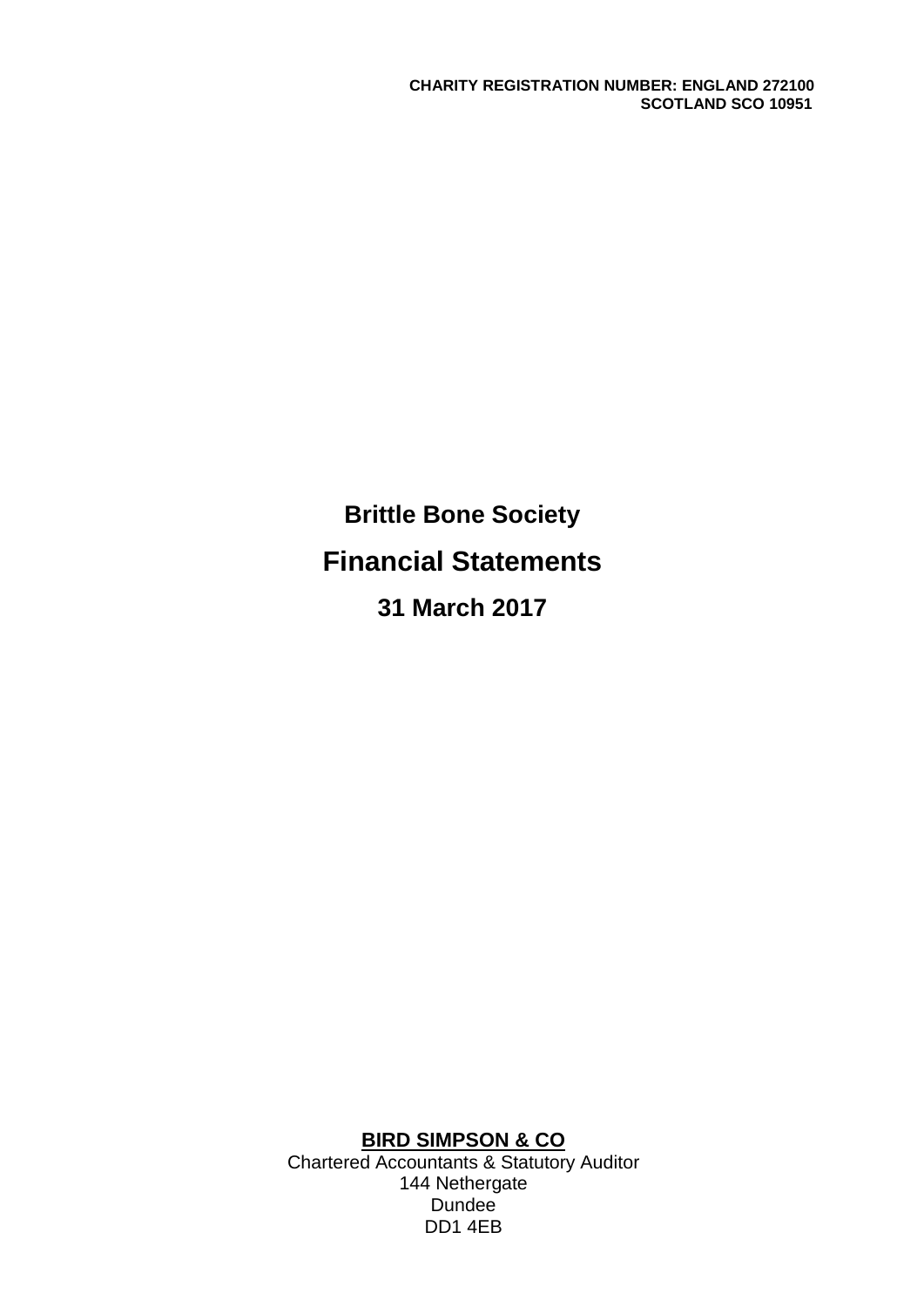**CHARITY REGISTRATION NUMBER: ENGLAND 272100**
**SCOTLAND SCO 10951**

# Brittle Bone Society

# Financial Statements

## 31 March 2017

**BIRD SIMPSON & CO**
Chartered Accountants & Statutory Auditor
144 Nethergate
Dundee
DD1 4EB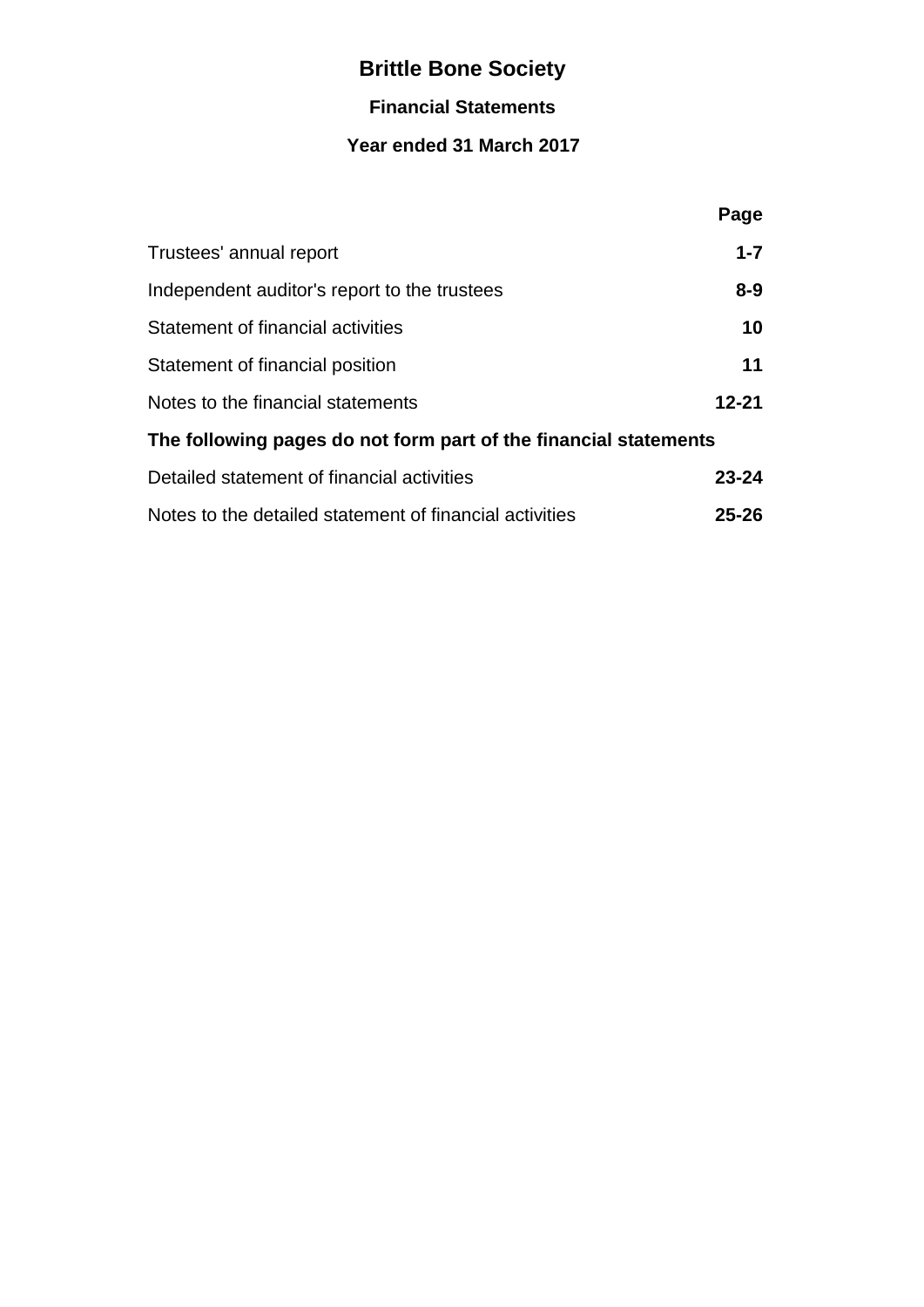# Brittle Bone Society

## Financial Statements

### Year ended 31 March 2017

| | Page |
|---|---|
| Trustees' annual report | **1-7** |
| Independent auditor's report to the trustees | **8-9** |
| Statement of financial activities | **10** |
| Statement of financial position | **11** |
| Notes to the financial statements | **12-21** |
| **The following pages do not form part of the financial statements** | |
| Detailed statement of financial activities | **23-24** |
| Notes to the detailed statement of financial activities | **25-26** |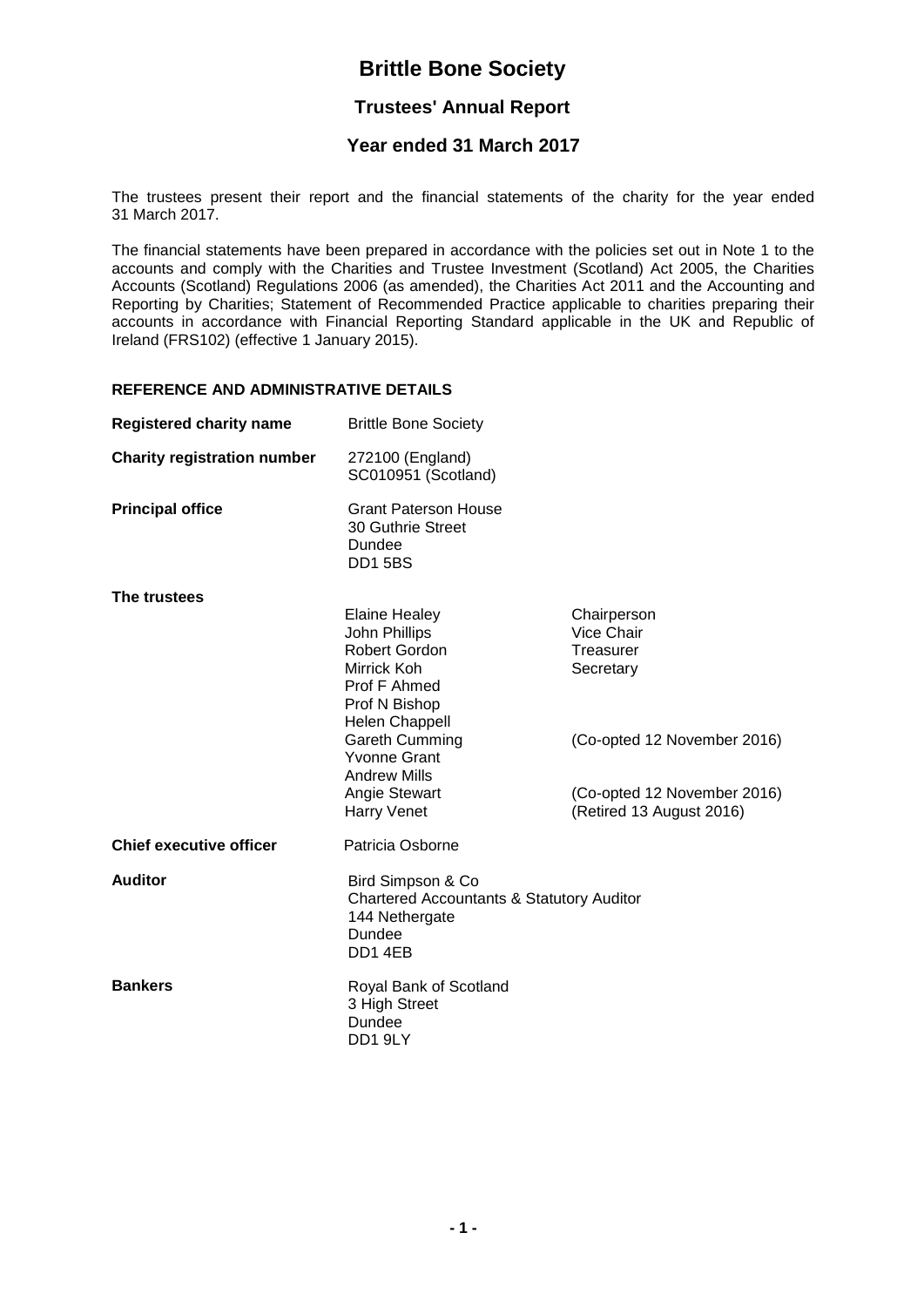# Brittle Bone Society

## Trustees' Annual Report

## Year ended 31 March 2017

The trustees present their report and the financial statements of the charity for the year ended 31 March 2017.

The financial statements have been prepared in accordance with the policies set out in Note 1 to the accounts and comply with the Charities and Trustee Investment (Scotland) Act 2005, the Charities Accounts (Scotland) Regulations 2006 (as amended), the Charities Act 2011 and the Accounting and Reporting by Charities; Statement of Recommended Practice applicable to charities preparing their accounts in accordance with Financial Reporting Standard applicable in the UK and Republic of Ireland (FRS102) (effective 1 January 2015).

### REFERENCE AND ADMINISTRATIVE DETAILS

| | | |
|---|---|---|
| **Registered charity name** | Brittle Bone Society | |
| **Charity registration number** | 272100 (England)<br>SC010951 (Scotland) | |
| **Principal office** | Grant Paterson House<br>30 Guthrie Street<br>Dundee<br>DD1 5BS | |
| **The trustees** | Elaine Healey | Chairperson |
| | John Phillips | Vice Chair |
| | Robert Gordon | Treasurer |
| | Mirrick Koh | Secretary |
| | Prof F Ahmed | |
| | Prof N Bishop | |
| | Helen Chappell | |
| | Gareth Cumming | (Co-opted 12 November 2016) |
| | Yvonne Grant | |
| | Andrew Mills | |
| | Angie Stewart | (Co-opted 12 November 2016) |
| | Harry Venet | (Retired 13 August 2016) |
| **Chief executive officer** | Patricia Osborne | |
| **Auditor** | Bird Simpson & Co<br>Chartered Accountants & Statutory Auditor<br>144 Nethergate<br>Dundee<br>DD1 4EB | |
| **Bankers** | Royal Bank of Scotland<br>3 High Street<br>Dundee<br>DD1 9LY | |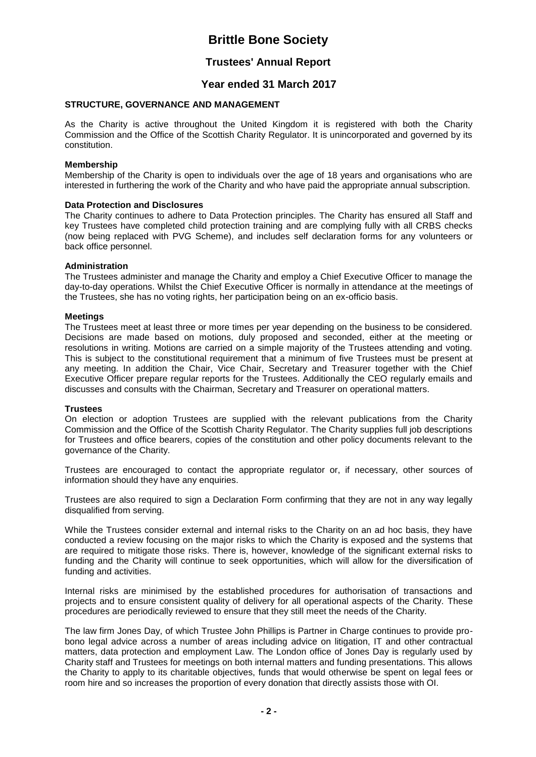# Brittle Bone Society

## Trustees' Annual Report

## Year ended 31 March 2017

### STRUCTURE, GOVERNANCE AND MANAGEMENT

As the Charity is active throughout the United Kingdom it is registered with both the Charity Commission and the Office of the Scottish Charity Regulator. It is unincorporated and governed by its constitution.

**Membership**

Membership of the Charity is open to individuals over the age of 18 years and organisations who are interested in furthering the work of the Charity and who have paid the appropriate annual subscription.

**Data Protection and Disclosures**

The Charity continues to adhere to Data Protection principles. The Charity has ensured all Staff and key Trustees have completed child protection training and are complying fully with all CRBS checks (now being replaced with PVG Scheme), and includes self declaration forms for any volunteers or back office personnel.

**Administration**

The Trustees administer and manage the Charity and employ a Chief Executive Officer to manage the day-to-day operations. Whilst the Chief Executive Officer is normally in attendance at the meetings of the Trustees, she has no voting rights, her participation being on an ex-officio basis.

**Meetings**

The Trustees meet at least three or more times per year depending on the business to be considered. Decisions are made based on motions, duly proposed and seconded, either at the meeting or resolutions in writing. Motions are carried on a simple majority of the Trustees attending and voting. This is subject to the constitutional requirement that a minimum of five Trustees must be present at any meeting. In addition the Chair, Vice Chair, Secretary and Treasurer together with the Chief Executive Officer prepare regular reports for the Trustees. Additionally the CEO regularly emails and discusses and consults with the Chairman, Secretary and Treasurer on operational matters.

**Trustees**

On election or adoption Trustees are supplied with the relevant publications from the Charity Commission and the Office of the Scottish Charity Regulator. The Charity supplies full job descriptions for Trustees and office bearers, copies of the constitution and other policy documents relevant to the governance of the Charity.

Trustees are encouraged to contact the appropriate regulator or, if necessary, other sources of information should they have any enquiries.

Trustees are also required to sign a Declaration Form confirming that they are not in any way legally disqualified from serving.

While the Trustees consider external and internal risks to the Charity on an ad hoc basis, they have conducted a review focusing on the major risks to which the Charity is exposed and the systems that are required to mitigate those risks. There is, however, knowledge of the significant external risks to funding and the Charity will continue to seek opportunities, which will allow for the diversification of funding and activities.

Internal risks are minimised by the established procedures for authorisation of transactions and projects and to ensure consistent quality of delivery for all operational aspects of the Charity. These procedures are periodically reviewed to ensure that they still meet the needs of the Charity.

The law firm Jones Day, of which Trustee John Phillips is Partner in Charge continues to provide pro-bono legal advice across a number of areas including advice on litigation, IT and other contractual matters, data protection and employment Law. The London office of Jones Day is regularly used by Charity staff and Trustees for meetings on both internal matters and funding presentations. This allows the Charity to apply to its charitable objectives, funds that would otherwise be spent on legal fees or room hire and so increases the proportion of every donation that directly assists those with OI.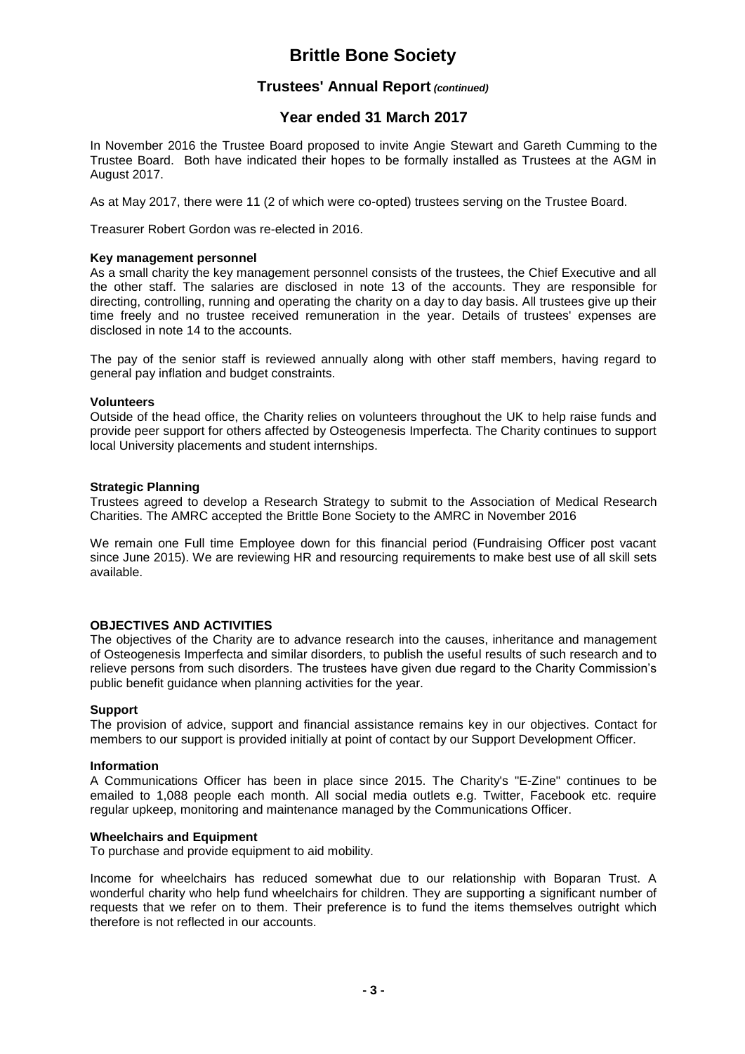# Brittle Bone Society

## Trustees' Annual Report *(continued)*

## Year ended 31 March 2017

In November 2016 the Trustee Board proposed to invite Angie Stewart and Gareth Cumming to the Trustee Board. Both have indicated their hopes to be formally installed as Trustees at the AGM in August 2017.

As at May 2017, there were 11 (2 of which were co-opted) trustees serving on the Trustee Board.

Treasurer Robert Gordon was re-elected in 2016.

**Key management personnel**
As a small charity the key management personnel consists of the trustees, the Chief Executive and all the other staff. The salaries are disclosed in note 13 of the accounts. They are responsible for directing, controlling, running and operating the charity on a day to day basis. All trustees give up their time freely and no trustee received remuneration in the year. Details of trustees' expenses are disclosed in note 14 to the accounts.

The pay of the senior staff is reviewed annually along with other staff members, having regard to general pay inflation and budget constraints.

**Volunteers**
Outside of the head office, the Charity relies on volunteers throughout the UK to help raise funds and provide peer support for others affected by Osteogenesis Imperfecta. The Charity continues to support local University placements and student internships.

**Strategic Planning**
Trustees agreed to develop a Research Strategy to submit to the Association of Medical Research Charities. The AMRC accepted the Brittle Bone Society to the AMRC in November 2016

We remain one Full time Employee down for this financial period (Fundraising Officer post vacant since June 2015). We are reviewing HR and resourcing requirements to make best use of all skill sets available.

**OBJECTIVES AND ACTIVITIES**
The objectives of the Charity are to advance research into the causes, inheritance and management of Osteogenesis Imperfecta and similar disorders, to publish the useful results of such research and to relieve persons from such disorders. The trustees have given due regard to the Charity Commission's public benefit guidance when planning activities for the year.

**Support**
The provision of advice, support and financial assistance remains key in our objectives. Contact for members to our support is provided initially at point of contact by our Support Development Officer.

**Information**
A Communications Officer has been in place since 2015. The Charity's "E-Zine" continues to be emailed to 1,088 people each month. All social media outlets e.g. Twitter, Facebook etc. require regular upkeep, monitoring and maintenance managed by the Communications Officer.

**Wheelchairs and Equipment**
To purchase and provide equipment to aid mobility.

Income for wheelchairs has reduced somewhat due to our relationship with Boparan Trust. A wonderful charity who help fund wheelchairs for children. They are supporting a significant number of requests that we refer on to them. Their preference is to fund the items themselves outright which therefore is not reflected in our accounts.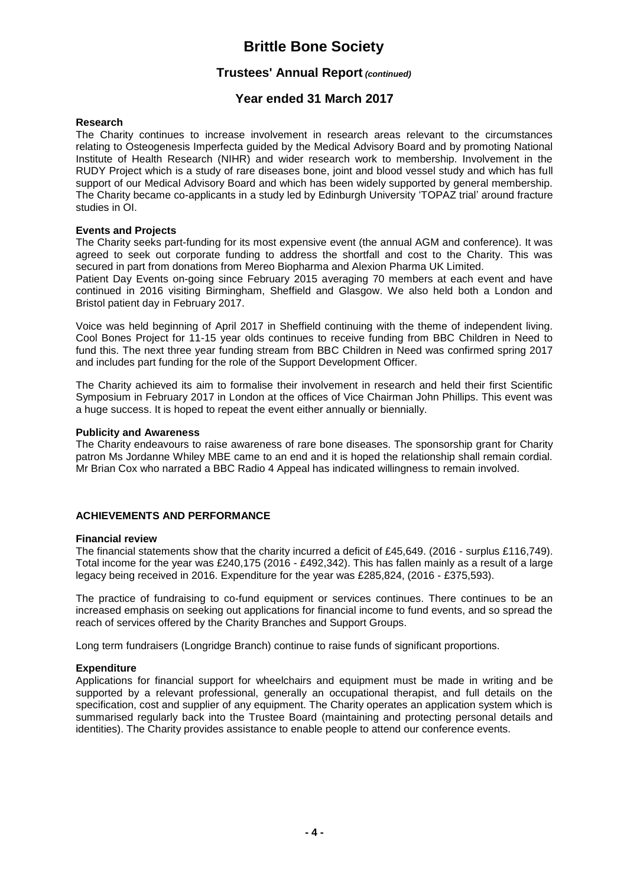# Brittle Bone Society

## Trustees' Annual Report *(continued)*

## Year ended 31 March 2017

**Research**

The Charity continues to increase involvement in research areas relevant to the circumstances relating to Osteogenesis Imperfecta guided by the Medical Advisory Board and by promoting National Institute of Health Research (NIHR) and wider research work to membership. Involvement in the RUDY Project which is a study of rare diseases bone, joint and blood vessel study and which has full support of our Medical Advisory Board and which has been widely supported by general membership. The Charity became co-applicants in a study led by Edinburgh University 'TOPAZ trial' around fracture studies in OI.

**Events and Projects**

The Charity seeks part-funding for its most expensive event (the annual AGM and conference). It was agreed to seek out corporate funding to address the shortfall and cost to the Charity. This was secured in part from donations from Mereo Biopharma and Alexion Pharma UK Limited.
Patient Day Events on-going since February 2015 averaging 70 members at each event and have continued in 2016 visiting Birmingham, Sheffield and Glasgow. We also held both a London and Bristol patient day in February 2017.

Voice was held beginning of April 2017 in Sheffield continuing with the theme of independent living. Cool Bones Project for 11-15 year olds continues to receive funding from BBC Children in Need to fund this. The next three year funding stream from BBC Children in Need was confirmed spring 2017 and includes part funding for the role of the Support Development Officer.

The Charity achieved its aim to formalise their involvement in research and held their first Scientific Symposium in February 2017 in London at the offices of Vice Chairman John Phillips. This event was a huge success. It is hoped to repeat the event either annually or biennially.

**Publicity and Awareness**

The Charity endeavours to raise awareness of rare bone diseases. The sponsorship grant for Charity patron Ms Jordanne Whiley MBE came to an end and it is hoped the relationship shall remain cordial. Mr Brian Cox who narrated a BBC Radio 4 Appeal has indicated willingness to remain involved.

**ACHIEVEMENTS AND PERFORMANCE**

**Financial review**

The financial statements show that the charity incurred a deficit of £45,649. (2016 - surplus £116,749). Total income for the year was £240,175 (2016 - £492,342). This has fallen mainly as a result of a large legacy being received in 2016. Expenditure for the year was £285,824, (2016 - £375,593).

The practice of fundraising to co-fund equipment or services continues. There continues to be an increased emphasis on seeking out applications for financial income to fund events, and so spread the reach of services offered by the Charity Branches and Support Groups.

Long term fundraisers (Longridge Branch) continue to raise funds of significant proportions.

**Expenditure**

Applications for financial support for wheelchairs and equipment must be made in writing and be supported by a relevant professional, generally an occupational therapist, and full details on the specification, cost and supplier of any equipment. The Charity operates an application system which is summarised regularly back into the Trustee Board (maintaining and protecting personal details and identities). The Charity provides assistance to enable people to attend our conference events.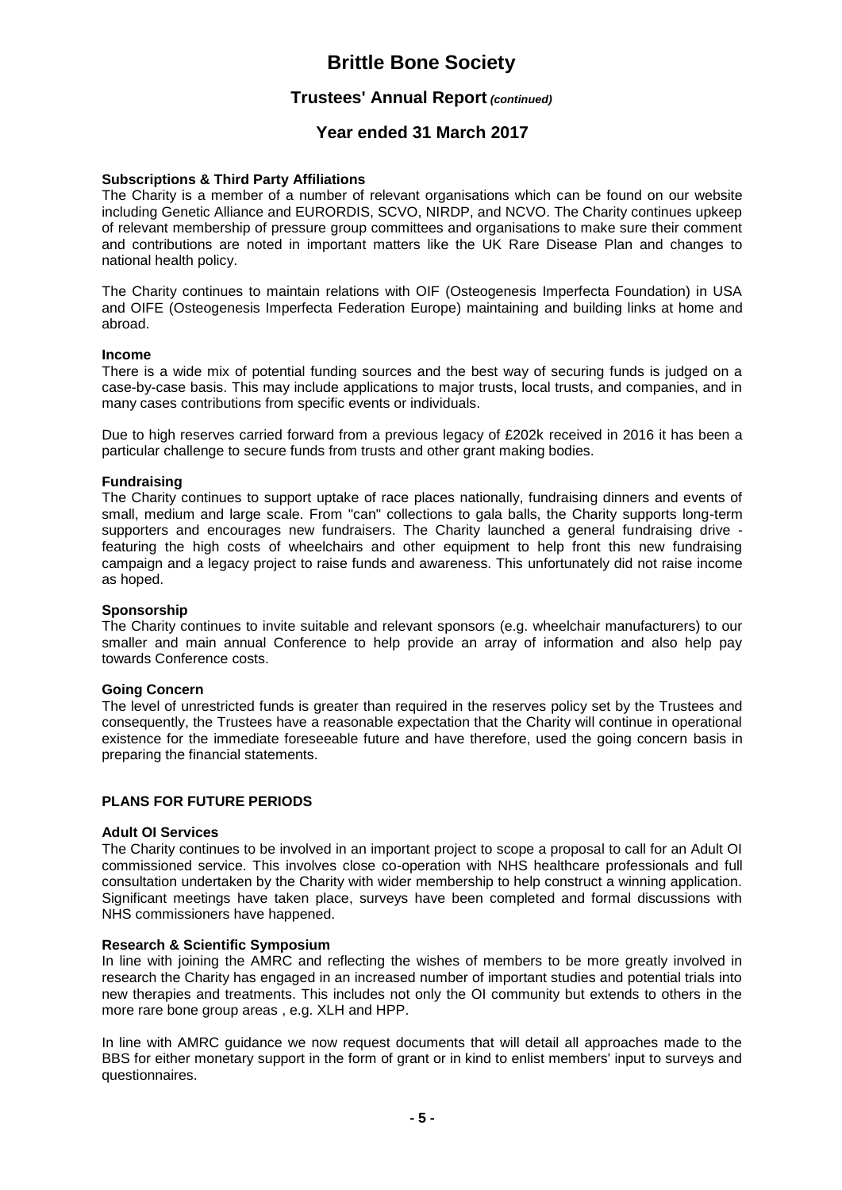**Subscriptions & Third Party Affiliations**

The Charity is a member of a number of relevant organisations which can be found on our website including Genetic Alliance and EURORDIS, SCVO, NIRDP, and NCVO. The Charity continues upkeep of relevant membership of pressure group committees and organisations to make sure their comment and contributions are noted in important matters like the UK Rare Disease Plan and changes to national health policy.

The Charity continues to maintain relations with OIF (Osteogenesis Imperfecta Foundation) in USA and OIFE (Osteogenesis Imperfecta Federation Europe) maintaining and building links at home and abroad.

**Income**

There is a wide mix of potential funding sources and the best way of securing funds is judged on a case-by-case basis. This may include applications to major trusts, local trusts, and companies, and in many cases contributions from specific events or individuals.

Due to high reserves carried forward from a previous legacy of £202k received in 2016 it has been a particular challenge to secure funds from trusts and other grant making bodies.

**Fundraising**

The Charity continues to support uptake of race places nationally, fundraising dinners and events of small, medium and large scale. From "can" collections to gala balls, the Charity supports long-term supporters and encourages new fundraisers. The Charity launched a general fundraising drive - featuring the high costs of wheelchairs and other equipment to help front this new fundraising campaign and a legacy project to raise funds and awareness. This unfortunately did not raise income as hoped.

**Sponsorship**

The Charity continues to invite suitable and relevant sponsors (e.g. wheelchair manufacturers) to our smaller and main annual Conference to help provide an array of information and also help pay towards Conference costs.

**Going Concern**

The level of unrestricted funds is greater than required in the reserves policy set by the Trustees and consequently, the Trustees have a reasonable expectation that the Charity will continue in operational existence for the immediate foreseeable future and have therefore, used the going concern basis in preparing the financial statements.

## PLANS FOR FUTURE PERIODS

**Adult OI Services**

The Charity continues to be involved in an important project to scope a proposal to call for an Adult OI commissioned service. This involves close co-operation with NHS healthcare professionals and full consultation undertaken by the Charity with wider membership to help construct a winning application. Significant meetings have taken place, surveys have been completed and formal discussions with NHS commissioners have happened.

**Research & Scientific Symposium**

In line with joining the AMRC and reflecting the wishes of members to be more greatly involved in research the Charity has engaged in an increased number of important studies and potential trials into new therapies and treatments. This includes not only the OI community but extends to others in the more rare bone group areas , e.g. XLH and HPP.

In line with AMRC guidance we now request documents that will detail all approaches made to the BBS for either monetary support in the form of grant or in kind to enlist members' input to surveys and questionnaires.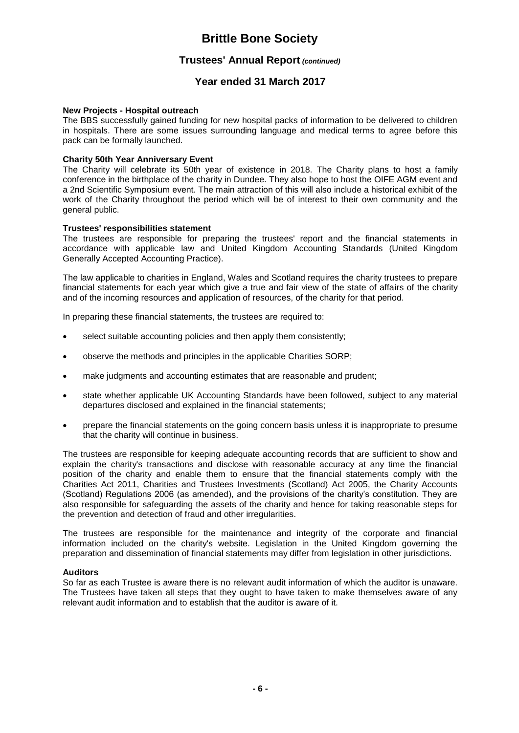**New Projects - Hospital outreach**
The BBS successfully gained funding for new hospital packs of information to be delivered to children in hospitals. There are some issues surrounding language and medical terms to agree before this pack can be formally launched.

**Charity 50th Year Anniversary Event**
The Charity will celebrate its 50th year of existence in 2018. The Charity plans to host a family conference in the birthplace of the charity in Dundee. They also hope to host the OIFE AGM event and a 2nd Scientific Symposium event. The main attraction of this will also include a historical exhibit of the work of the Charity throughout the period which will be of interest to their own community and the general public.

**Trustees' responsibilities statement**
The trustees are responsible for preparing the trustees' report and the financial statements in accordance with applicable law and United Kingdom Accounting Standards (United Kingdom Generally Accepted Accounting Practice).

The law applicable to charities in England, Wales and Scotland requires the charity trustees to prepare financial statements for each year which give a true and fair view of the state of affairs of the charity and of the incoming resources and application of resources, of the charity for that period.

In preparing these financial statements, the trustees are required to:

- select suitable accounting policies and then apply them consistently;
- observe the methods and principles in the applicable Charities SORP;
- make judgments and accounting estimates that are reasonable and prudent;
- state whether applicable UK Accounting Standards have been followed, subject to any material departures disclosed and explained in the financial statements;
- prepare the financial statements on the going concern basis unless it is inappropriate to presume that the charity will continue in business.

The trustees are responsible for keeping adequate accounting records that are sufficient to show and explain the charity's transactions and disclose with reasonable accuracy at any time the financial position of the charity and enable them to ensure that the financial statements comply with the Charities Act 2011, Charities and Trustees Investments (Scotland) Act 2005, the Charity Accounts (Scotland) Regulations 2006 (as amended), and the provisions of the charity's constitution. They are also responsible for safeguarding the assets of the charity and hence for taking reasonable steps for the prevention and detection of fraud and other irregularities.

The trustees are responsible for the maintenance and integrity of the corporate and financial information included on the charity's website. Legislation in the United Kingdom governing the preparation and dissemination of financial statements may differ from legislation in other jurisdictions.

**Auditors**
So far as each Trustee is aware there is no relevant audit information of which the auditor is unaware. The Trustees have taken all steps that they ought to have taken to make themselves aware of any relevant audit information and to establish that the auditor is aware of it.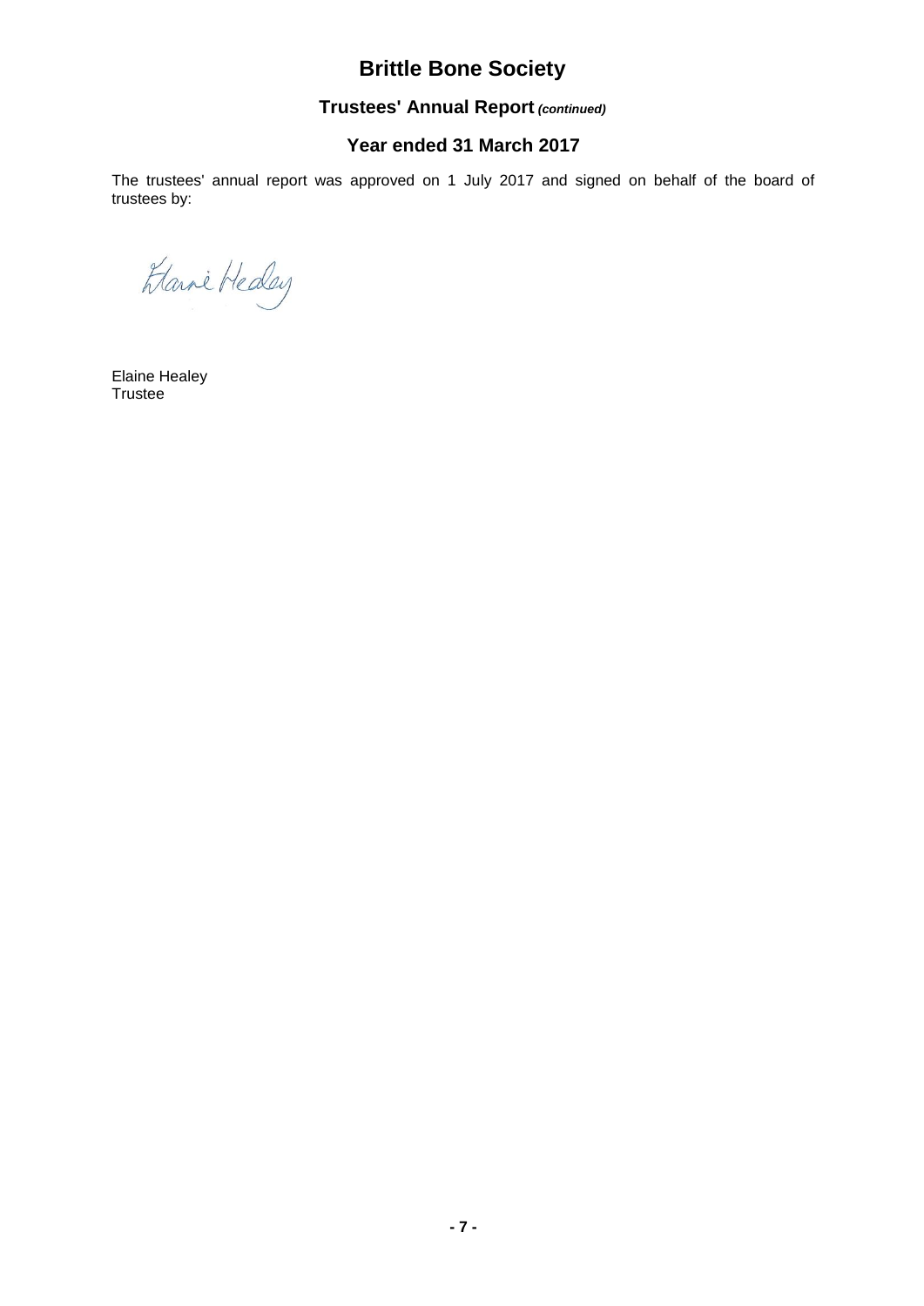# Brittle Bone Society

## Trustees' Annual Report *(continued)*

## Year ended 31 March 2017

The trustees' annual report was approved on 1 July 2017 and signed on behalf of the board of trustees by:

Elaine Healey
Trustee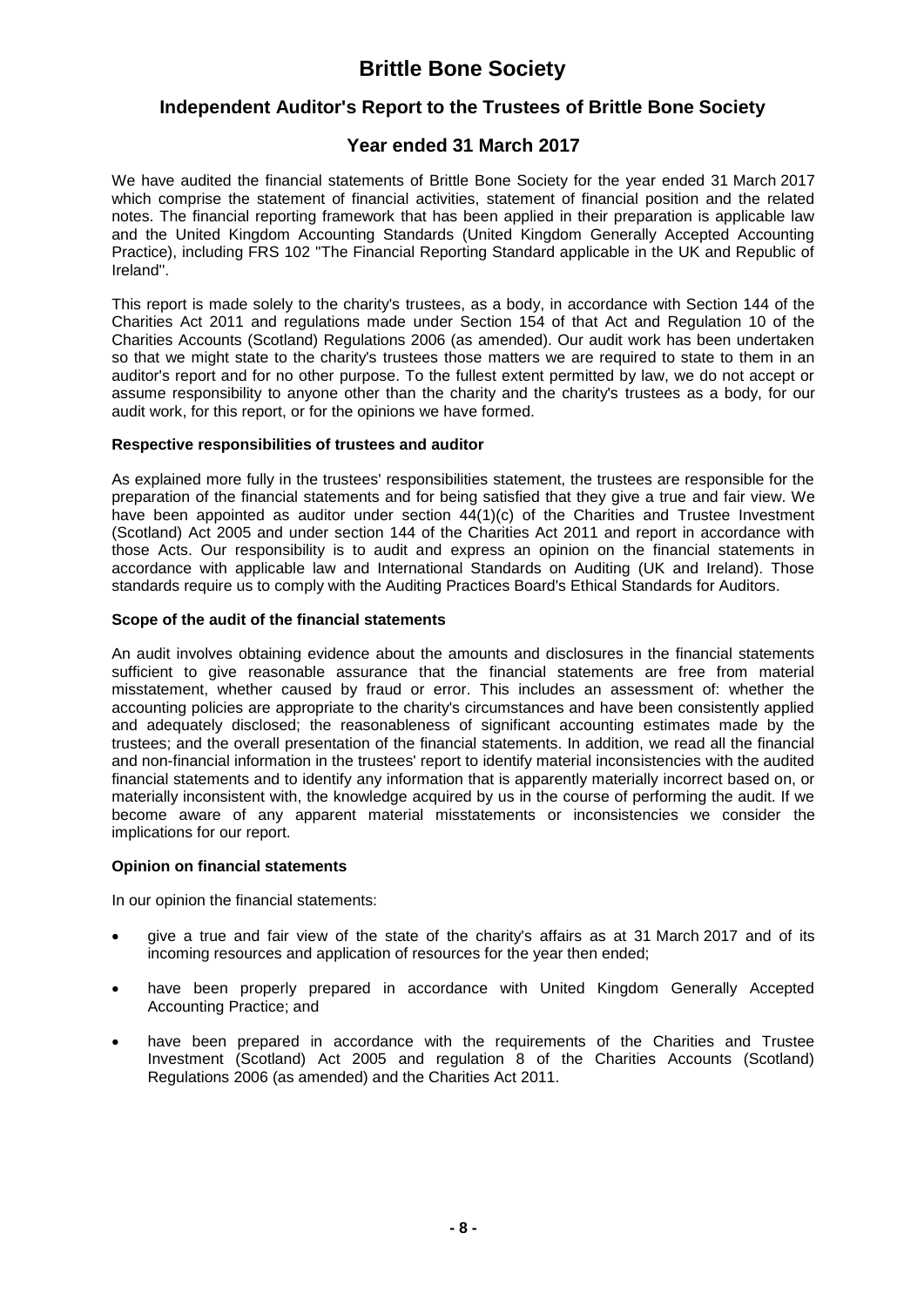# Brittle Bone Society

## Independent Auditor's Report to the Trustees of Brittle Bone Society

## Year ended 31 March 2017

We have audited the financial statements of Brittle Bone Society for the year ended 31 March 2017 which comprise the statement of financial activities, statement of financial position and the related notes. The financial reporting framework that has been applied in their preparation is applicable law and the United Kingdom Accounting Standards (United Kingdom Generally Accepted Accounting Practice), including FRS 102 "The Financial Reporting Standard applicable in the UK and Republic of Ireland".

This report is made solely to the charity's trustees, as a body, in accordance with Section 144 of the Charities Act 2011 and regulations made under Section 154 of that Act and Regulation 10 of the Charities Accounts (Scotland) Regulations 2006 (as amended). Our audit work has been undertaken so that we might state to the charity's trustees those matters we are required to state to them in an auditor's report and for no other purpose. To the fullest extent permitted by law, we do not accept or assume responsibility to anyone other than the charity and the charity's trustees as a body, for our audit work, for this report, or for the opinions we have formed.

**Respective responsibilities of trustees and auditor**

As explained more fully in the trustees' responsibilities statement, the trustees are responsible for the preparation of the financial statements and for being satisfied that they give a true and fair view. We have been appointed as auditor under section 44(1)(c) of the Charities and Trustee Investment (Scotland) Act 2005 and under section 144 of the Charities Act 2011 and report in accordance with those Acts. Our responsibility is to audit and express an opinion on the financial statements in accordance with applicable law and International Standards on Auditing (UK and Ireland). Those standards require us to comply with the Auditing Practices Board's Ethical Standards for Auditors.

**Scope of the audit of the financial statements**

An audit involves obtaining evidence about the amounts and disclosures in the financial statements sufficient to give reasonable assurance that the financial statements are free from material misstatement, whether caused by fraud or error. This includes an assessment of: whether the accounting policies are appropriate to the charity's circumstances and have been consistently applied and adequately disclosed; the reasonableness of significant accounting estimates made by the trustees; and the overall presentation of the financial statements. In addition, we read all the financial and non-financial information in the trustees' report to identify material inconsistencies with the audited financial statements and to identify any information that is apparently materially incorrect based on, or materially inconsistent with, the knowledge acquired by us in the course of performing the audit. If we become aware of any apparent material misstatements or inconsistencies we consider the implications for our report.

**Opinion on financial statements**

In our opinion the financial statements:

- give a true and fair view of the state of the charity's affairs as at 31 March 2017 and of its incoming resources and application of resources for the year then ended;
- have been properly prepared in accordance with United Kingdom Generally Accepted Accounting Practice; and
- have been prepared in accordance with the requirements of the Charities and Trustee Investment (Scotland) Act 2005 and regulation 8 of the Charities Accounts (Scotland) Regulations 2006 (as amended) and the Charities Act 2011.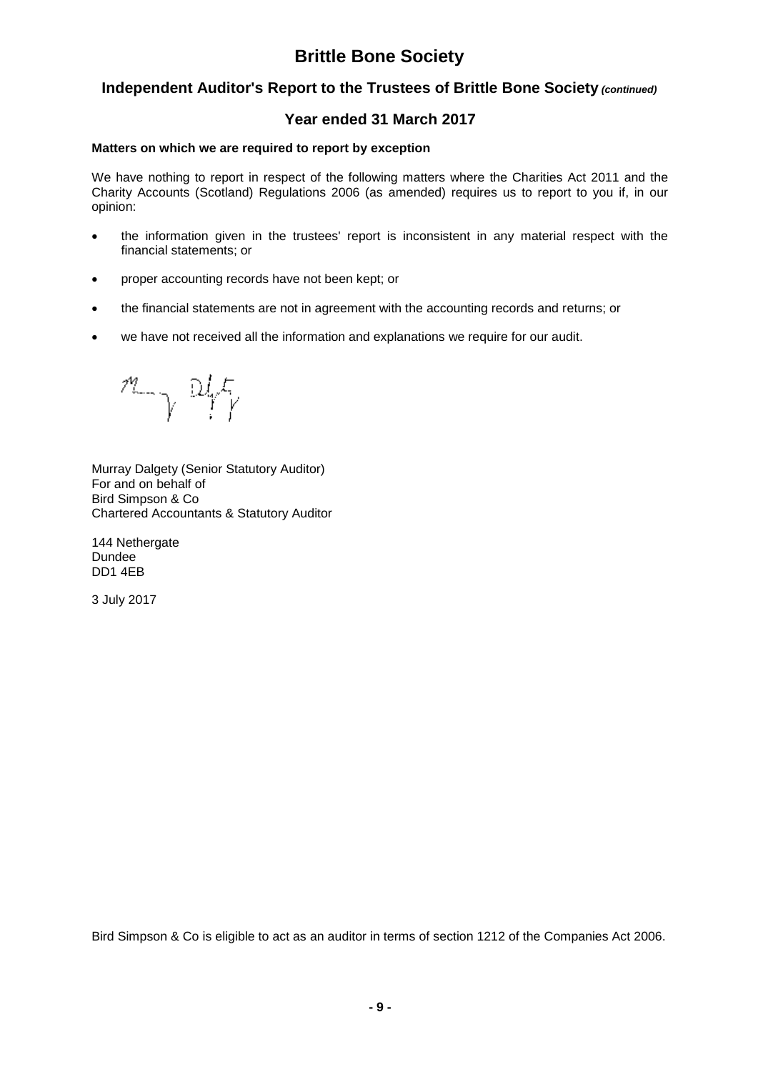# Brittle Bone Society

## Independent Auditor's Report to the Trustees of Brittle Bone Society *(continued)*

## Year ended 31 March 2017

**Matters on which we are required to report by exception**

We have nothing to report in respect of the following matters where the Charities Act 2011 and the Charity Accounts (Scotland) Regulations 2006 (as amended) requires us to report to you if, in our opinion:

- the information given in the trustees' report is inconsistent in any material respect with the financial statements; or
- proper accounting records have not been kept; or
- the financial statements are not in agreement with the accounting records and returns; or
- we have not received all the information and explanations we require for our audit.

Murray Dalgety (Senior Statutory Auditor)
For and on behalf of
Bird Simpson & Co
Chartered Accountants & Statutory Auditor

144 Nethergate
Dundee
DD1 4EB

3 July 2017

Bird Simpson & Co is eligible to act as an auditor in terms of section 1212 of the Companies Act 2006.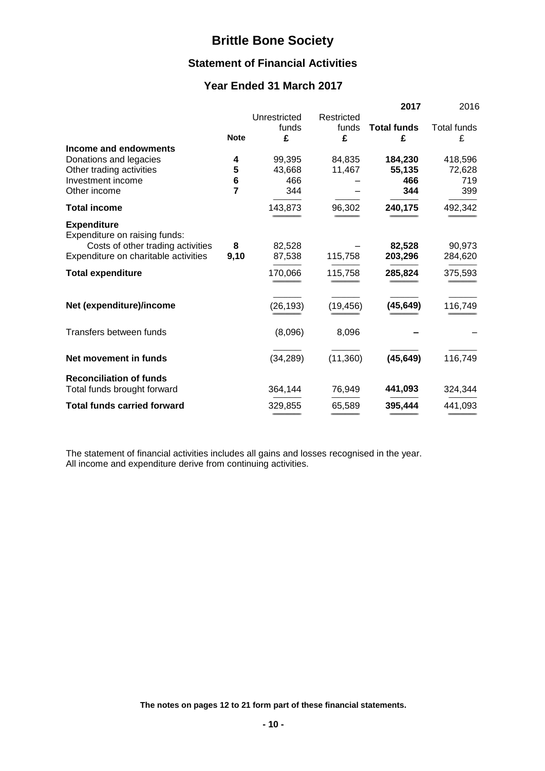# Brittle Bone Society

## Statement of Financial Activities

## Year Ended 31 March 2017

| | Note | Unrestricted funds £ | Restricted funds £ | **2017** **Total funds** **£** | 2016 Total funds £ |
|---|---|---|---|---|---|
| **Income and endowments** | | | | | |
| Donations and legacies | **4** | 99,395 | 84,835 | **184,230** | 418,596 |
| Other trading activities | **5** | 43,668 | 11,467 | **55,135** | 72,628 |
| Investment income | **6** | 466 | – | **466** | 719 |
| Other income | **7** | 344 | – | **344** | 399 |
| **Total income** | | 143,873 | 96,302 | **240,175** | 492,342 |
| **Expenditure** | | | | | |
| Expenditure on raising funds: | | | | | |
| Costs of other trading activities | **8** | 82,528 | – | **82,528** | 90,973 |
| Expenditure on charitable activities | **9,10** | 87,538 | 115,758 | **203,296** | 284,620 |
| **Total expenditure** | | 170,066 | 115,758 | **285,824** | 375,593 |
| **Net (expenditure)/income** | | (26,193) | (19,456) | **(45,649)** | 116,749 |
| Transfers between funds | | (8,096) | 8,096 | **–** | – |
| **Net movement in funds** | | (34,289) | (11,360) | **(45,649)** | 116,749 |
| **Reconciliation of funds** | | | | | |
| Total funds brought forward | | 364,144 | 76,949 | **441,093** | 324,344 |
| **Total funds carried forward** | | 329,855 | 65,589 | **395,444** | 441,093 |

The statement of financial activities includes all gains and losses recognised in the year.
All income and expenditure derive from continuing activities.

**The notes on pages 12 to 21 form part of these financial statements.**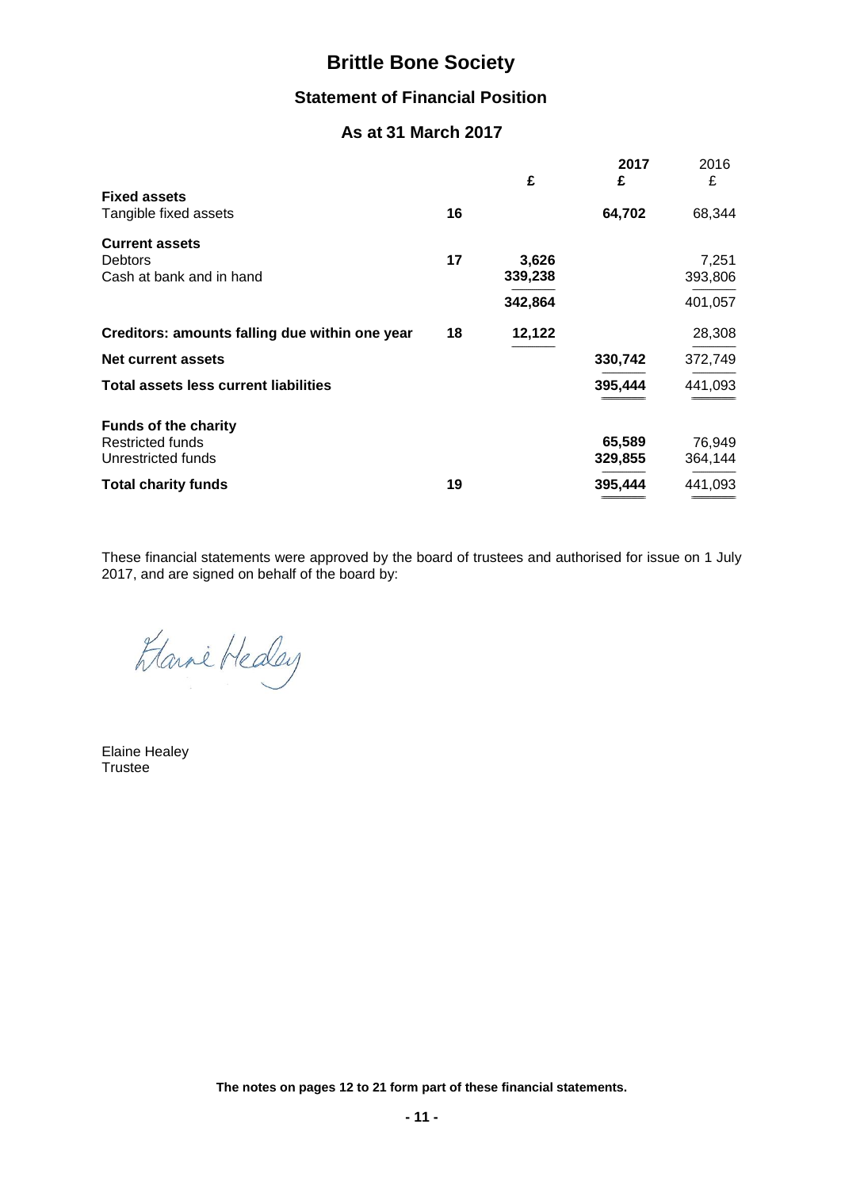# Brittle Bone Society

## Statement of Financial Position

### As at 31 March 2017

| | Note | £ | 2017 £ | 2016 £ |
|---|---|---|---|---|
| **Fixed assets** | | | | |
| Tangible fixed assets | 16 | | **64,702** | 68,344 |
| **Current assets** | | | | |
| Debtors | 17 | **3,626** | | 7,251 |
| Cash at bank and in hand | | **339,238** | | 393,806 |
| | | **342,864** | | 401,057 |
| **Creditors: amounts falling due within one year** | 18 | **12,122** | | 28,308 |
| **Net current assets** | | | **330,742** | 372,749 |
| **Total assets less current liabilities** | | | **395,444** | 441,093 |
| **Funds of the charity** | | | | |
| Restricted funds | | | **65,589** | 76,949 |
| Unrestricted funds | | | **329,855** | 364,144 |
| **Total charity funds** | 19 | | **395,444** | 441,093 |

These financial statements were approved by the board of trustees and authorised for issue on 1 July 2017, and are signed on behalf of the board by:

Elaine Healey
Trustee

**The notes on pages 12 to 21 form part of these financial statements.**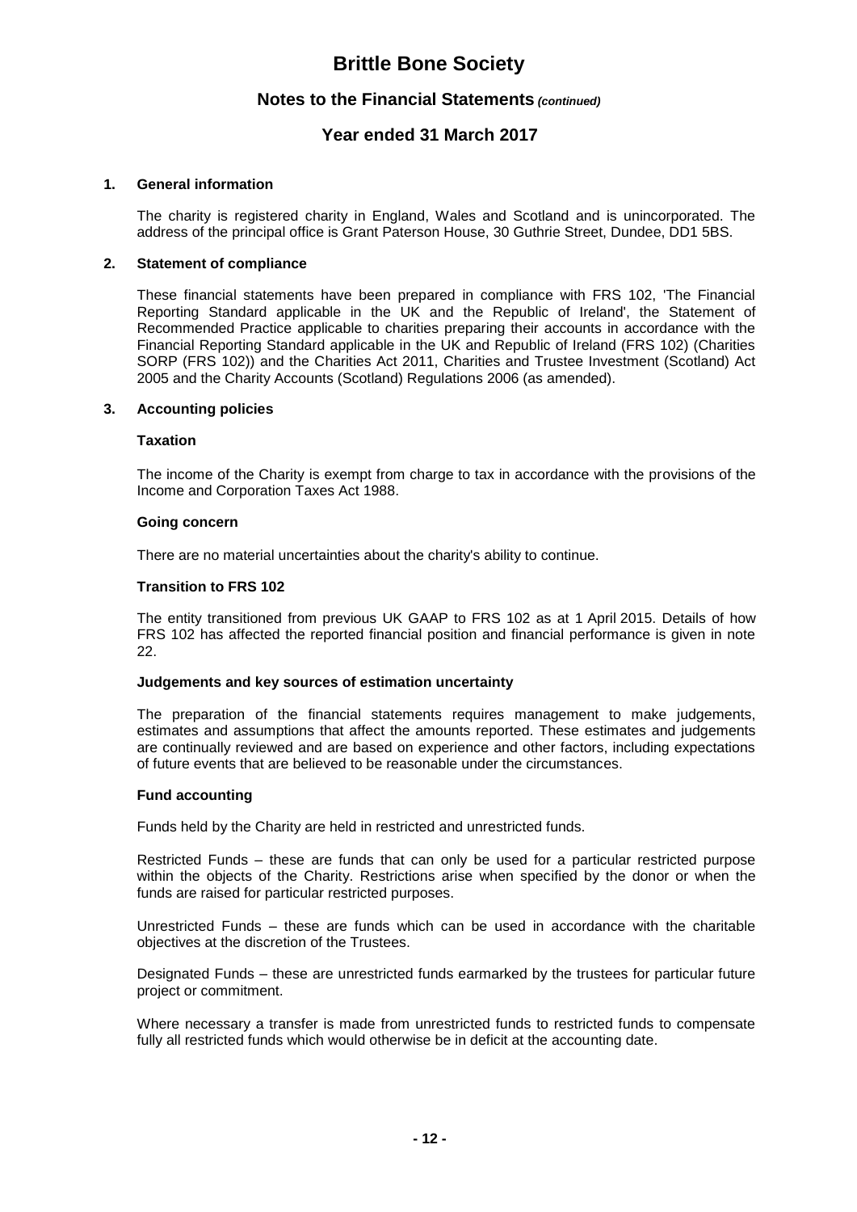## 1. General information

The charity is registered charity in England, Wales and Scotland and is unincorporated. The address of the principal office is Grant Paterson House, 30 Guthrie Street, Dundee, DD1 5BS.

## 2. Statement of compliance

These financial statements have been prepared in compliance with FRS 102, 'The Financial Reporting Standard applicable in the UK and the Republic of Ireland', the Statement of Recommended Practice applicable to charities preparing their accounts in accordance with the Financial Reporting Standard applicable in the UK and Republic of Ireland (FRS 102) (Charities SORP (FRS 102)) and the Charities Act 2011, Charities and Trustee Investment (Scotland) Act 2005 and the Charity Accounts (Scotland) Regulations 2006 (as amended).

## 3. Accounting policies

### Taxation

The income of the Charity is exempt from charge to tax in accordance with the provisions of the Income and Corporation Taxes Act 1988.

### Going concern

There are no material uncertainties about the charity's ability to continue.

### Transition to FRS 102

The entity transitioned from previous UK GAAP to FRS 102 as at 1 April 2015. Details of how FRS 102 has affected the reported financial position and financial performance is given in note 22.

### Judgements and key sources of estimation uncertainty

The preparation of the financial statements requires management to make judgements, estimates and assumptions that affect the amounts reported. These estimates and judgements are continually reviewed and are based on experience and other factors, including expectations of future events that are believed to be reasonable under the circumstances.

### Fund accounting

Funds held by the Charity are held in restricted and unrestricted funds.

Restricted Funds – these are funds that can only be used for a particular restricted purpose within the objects of the Charity. Restrictions arise when specified by the donor or when the funds are raised for particular restricted purposes.

Unrestricted Funds – these are funds which can be used in accordance with the charitable objectives at the discretion of the Trustees.

Designated Funds – these are unrestricted funds earmarked by the trustees for particular future project or commitment.

Where necessary a transfer is made from unrestricted funds to restricted funds to compensate fully all restricted funds which would otherwise be in deficit at the accounting date.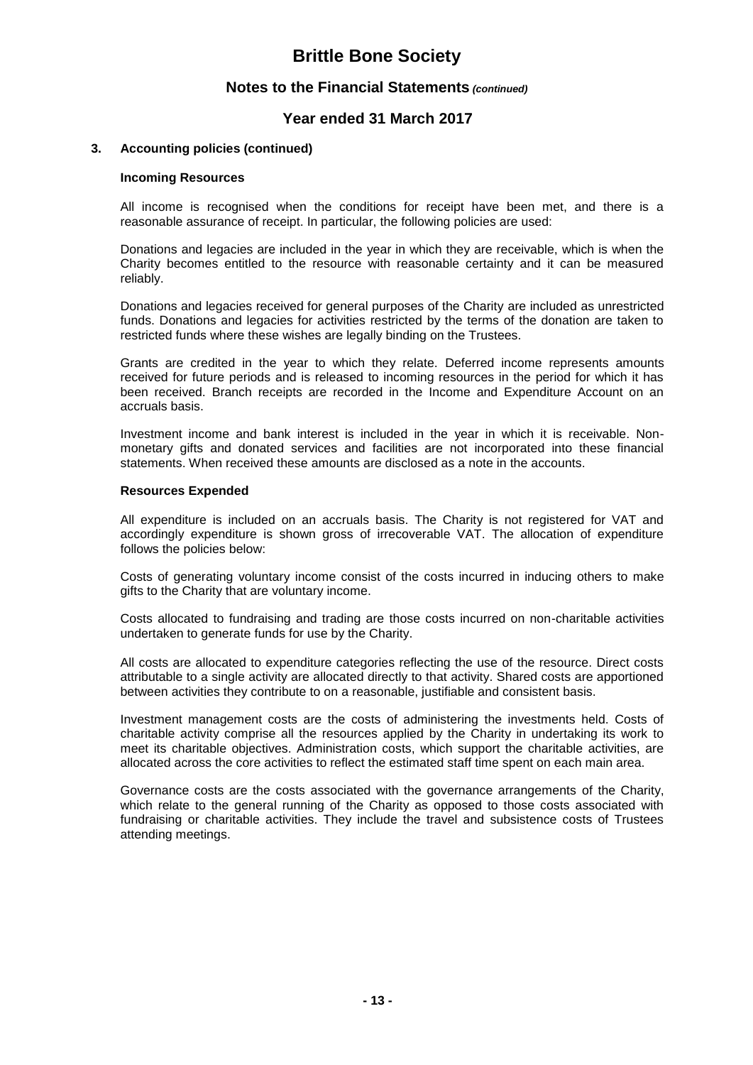# Brittle Bone Society

## Notes to the Financial Statements *(continued)*

## Year ended 31 March 2017

### 3. Accounting policies (continued)

**Incoming Resources**

All income is recognised when the conditions for receipt have been met, and there is a reasonable assurance of receipt. In particular, the following policies are used:

Donations and legacies are included in the year in which they are receivable, which is when the Charity becomes entitled to the resource with reasonable certainty and it can be measured reliably.

Donations and legacies received for general purposes of the Charity are included as unrestricted funds. Donations and legacies for activities restricted by the terms of the donation are taken to restricted funds where these wishes are legally binding on the Trustees.

Grants are credited in the year to which they relate. Deferred income represents amounts received for future periods and is released to incoming resources in the period for which it has been received. Branch receipts are recorded in the Income and Expenditure Account on an accruals basis.

Investment income and bank interest is included in the year in which it is receivable. Non-monetary gifts and donated services and facilities are not incorporated into these financial statements. When received these amounts are disclosed as a note in the accounts.

**Resources Expended**

All expenditure is included on an accruals basis. The Charity is not registered for VAT and accordingly expenditure is shown gross of irrecoverable VAT. The allocation of expenditure follows the policies below:

Costs of generating voluntary income consist of the costs incurred in inducing others to make gifts to the Charity that are voluntary income.

Costs allocated to fundraising and trading are those costs incurred on non-charitable activities undertaken to generate funds for use by the Charity.

All costs are allocated to expenditure categories reflecting the use of the resource. Direct costs attributable to a single activity are allocated directly to that activity. Shared costs are apportioned between activities they contribute to on a reasonable, justifiable and consistent basis.

Investment management costs are the costs of administering the investments held. Costs of charitable activity comprise all the resources applied by the Charity in undertaking its work to meet its charitable objectives. Administration costs, which support the charitable activities, are allocated across the core activities to reflect the estimated staff time spent on each main area.

Governance costs are the costs associated with the governance arrangements of the Charity, which relate to the general running of the Charity as opposed to those costs associated with fundraising or charitable activities. They include the travel and subsistence costs of Trustees attending meetings.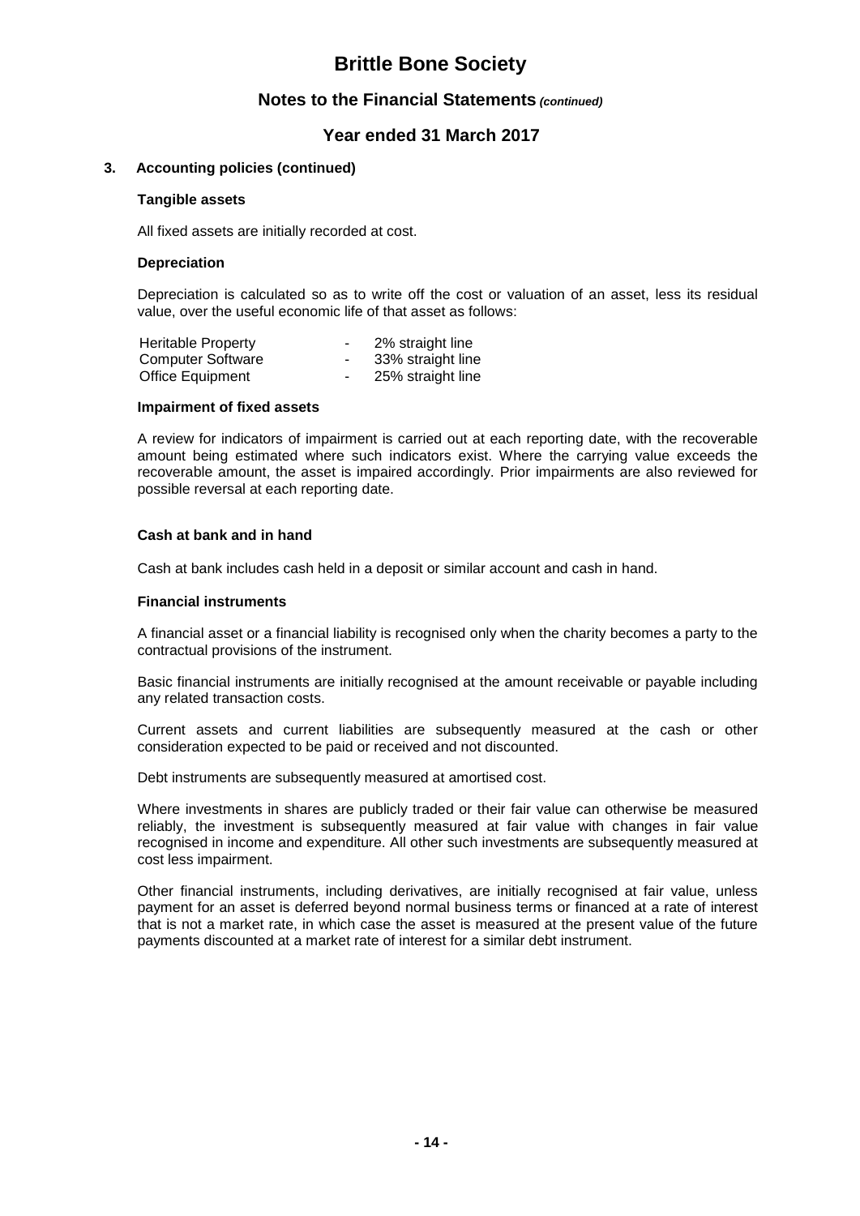# Brittle Bone Society

## Notes to the Financial Statements *(continued)*

## Year ended 31 March 2017

### 3. Accounting policies (continued)

**Tangible assets**

All fixed assets are initially recorded at cost.

**Depreciation**

Depreciation is calculated so as to write off the cost or valuation of an asset, less its residual value, over the useful economic life of that asset as follows:

| | | |
|---|---|---|
| Heritable Property | - | 2% straight line |
| Computer Software | - | 33% straight line |
| Office Equipment | - | 25% straight line |

**Impairment of fixed assets**

A review for indicators of impairment is carried out at each reporting date, with the recoverable amount being estimated where such indicators exist. Where the carrying value exceeds the recoverable amount, the asset is impaired accordingly. Prior impairments are also reviewed for possible reversal at each reporting date.

**Cash at bank and in hand**

Cash at bank includes cash held in a deposit or similar account and cash in hand.

**Financial instruments**

A financial asset or a financial liability is recognised only when the charity becomes a party to the contractual provisions of the instrument.

Basic financial instruments are initially recognised at the amount receivable or payable including any related transaction costs.

Current assets and current liabilities are subsequently measured at the cash or other consideration expected to be paid or received and not discounted.

Debt instruments are subsequently measured at amortised cost.

Where investments in shares are publicly traded or their fair value can otherwise be measured reliably, the investment is subsequently measured at fair value with changes in fair value recognised in income and expenditure. All other such investments are subsequently measured at cost less impairment.

Other financial instruments, including derivatives, are initially recognised at fair value, unless payment for an asset is deferred beyond normal business terms or financed at a rate of interest that is not a market rate, in which case the asset is measured at the present value of the future payments discounted at a market rate of interest for a similar debt instrument.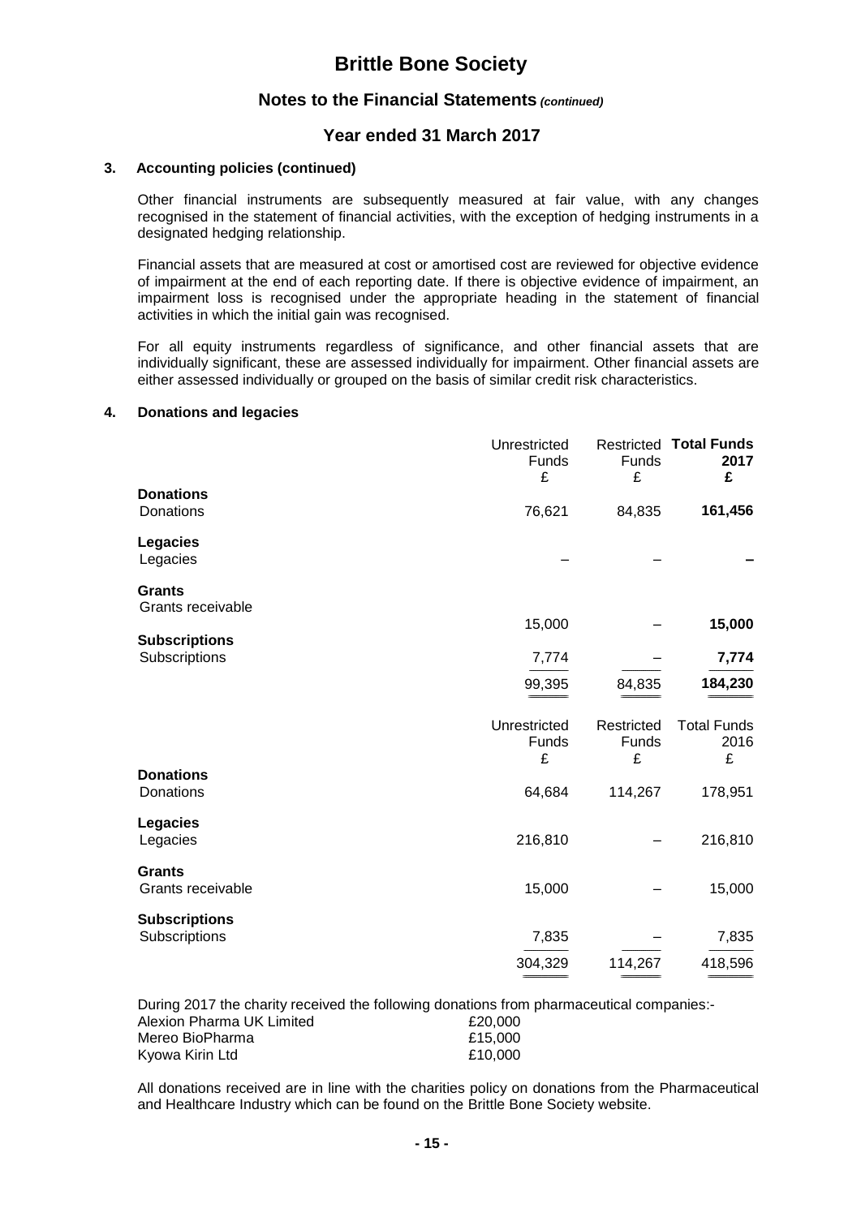# Brittle Bone Society

## Notes to the Financial Statements *(continued)*

## Year ended 31 March 2017

### 3. Accounting policies (continued)

Other financial instruments are subsequently measured at fair value, with any changes recognised in the statement of financial activities, with the exception of hedging instruments in a designated hedging relationship.

Financial assets that are measured at cost or amortised cost are reviewed for objective evidence of impairment at the end of each reporting date. If there is objective evidence of impairment, an impairment loss is recognised under the appropriate heading in the statement of financial activities in which the initial gain was recognised.

For all equity instruments regardless of significance, and other financial assets that are individually significant, these are assessed individually for impairment. Other financial assets are either assessed individually or grouped on the basis of similar credit risk characteristics.

### 4. Donations and legacies

| | Unrestricted Funds £ | Restricted Funds £ | **Total Funds 2017 £** |
|---|---|---|---|
| **Donations** | | | |
| Donations | 76,621 | 84,835 | **161,456** |
| **Legacies** | | | |
| Legacies | – | – | **–** |
| **Grants** | | | |
| Grants receivable | 15,000 | – | **15,000** |
| **Subscriptions** | | | |
| Subscriptions | 7,774 | – | **7,774** |
| | 99,395 | 84,835 | **184,230** |

| | Unrestricted Funds £ | Restricted Funds £ | Total Funds 2016 £ |
|---|---|---|---|
| **Donations** | | | |
| Donations | 64,684 | 114,267 | 178,951 |
| **Legacies** | | | |
| Legacies | 216,810 | – | 216,810 |
| **Grants** | | | |
| Grants receivable | 15,000 | – | 15,000 |
| **Subscriptions** | | | |
| Subscriptions | 7,835 | – | 7,835 |
| | 304,329 | 114,267 | 418,596 |

During 2017 the charity received the following donations from pharmaceutical companies:-

| | |
|---|---|
| Alexion Pharma UK Limited | £20,000 |
| Mereo BioPharma | £15,000 |
| Kyowa Kirin Ltd | £10,000 |

All donations received are in line with the charities policy on donations from the Pharmaceutical and Healthcare Industry which can be found on the Brittle Bone Society website.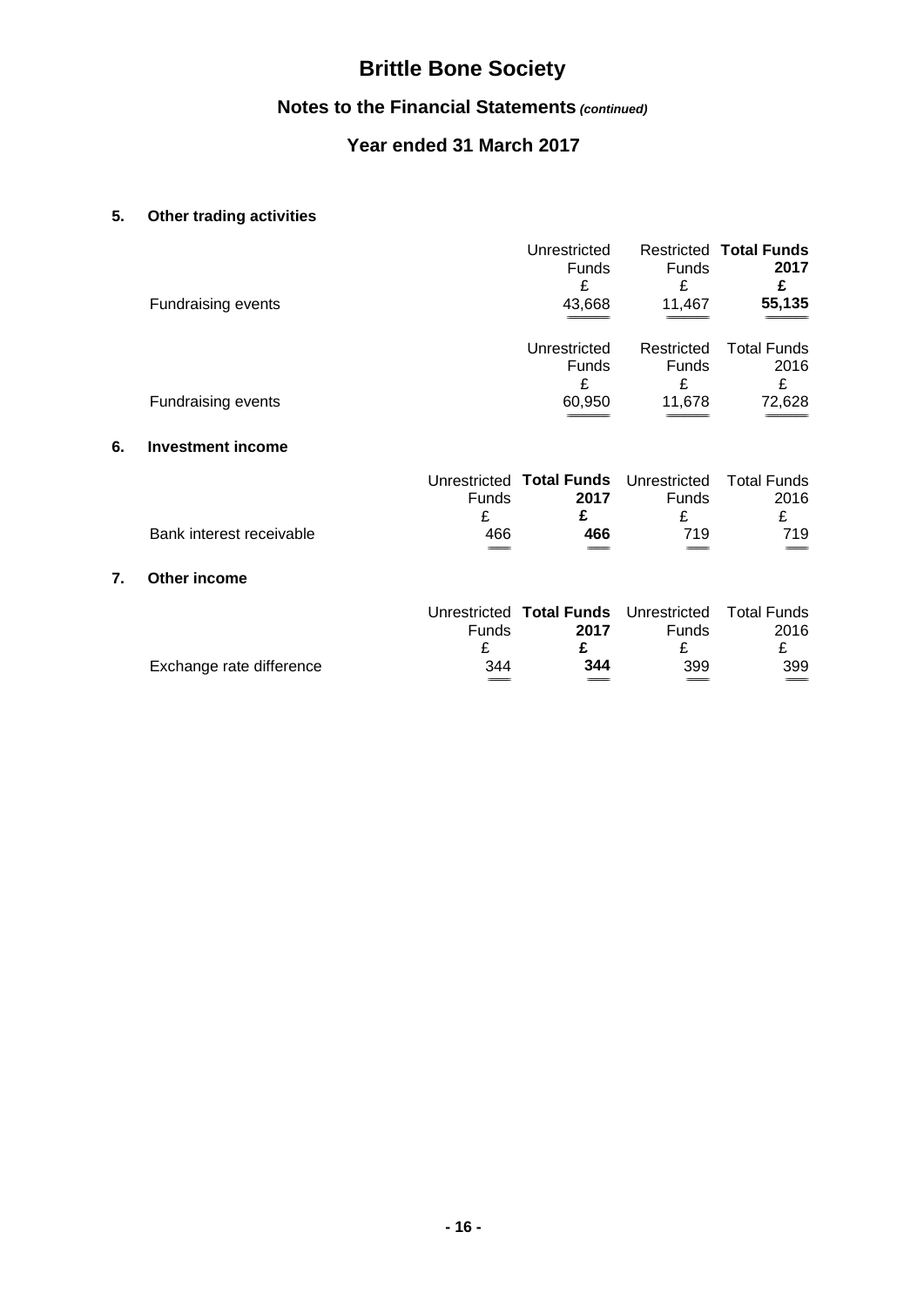# Brittle Bone Society

## Notes to the Financial Statements *(continued)*

## Year ended 31 March 2017

### 5. Other trading activities

| | Unrestricted Funds | Restricted Funds | **Total Funds 2017** |
|---|---|---|---|
| | £ | £ | **£** |
| Fundraising events | 43,668 | 11,467 | **55,135** |

| | Unrestricted Funds | Restricted Funds | Total Funds 2016 |
|---|---|---|---|
| | £ | £ | £ |
| Fundraising events | 60,950 | 11,678 | 72,628 |

### 6. Investment income

| | Unrestricted Funds | **Total Funds 2017** | Unrestricted Funds | Total Funds 2016 |
|---|---|---|---|---|
| | £ | **£** | £ | £ |
| Bank interest receivable | 466 | **466** | 719 | 719 |

### 7. Other income

| | Unrestricted Funds | **Total Funds 2017** | Unrestricted Funds | Total Funds 2016 |
|---|---|---|---|---|
| | £ | **£** | £ | £ |
| Exchange rate difference | 344 | **344** | 399 | 399 |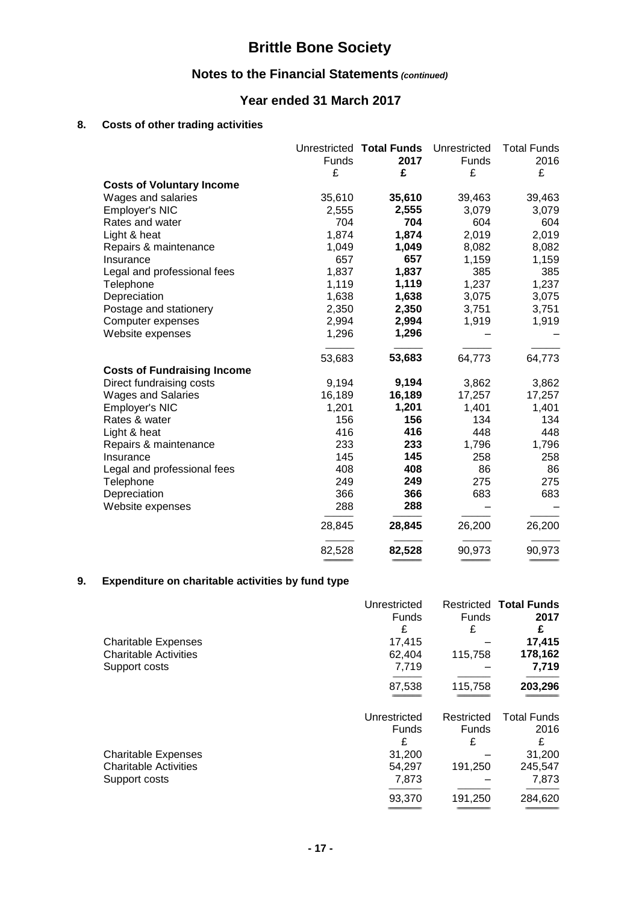# Brittle Bone Society

## Notes to the Financial Statements *(continued)*

## Year ended 31 March 2017

### 8. Costs of other trading activities

| | Unrestricted Funds £ | **Total Funds 2017 £** | Unrestricted Funds £ | Total Funds 2016 £ |
|---|---|---|---|---|
| **Costs of Voluntary Income** | | | | |
| Wages and salaries | 35,610 | **35,610** | 39,463 | 39,463 |
| Employer's NIC | 2,555 | **2,555** | 3,079 | 3,079 |
| Rates and water | 704 | **704** | 604 | 604 |
| Light & heat | 1,874 | **1,874** | 2,019 | 2,019 |
| Repairs & maintenance | 1,049 | **1,049** | 8,082 | 8,082 |
| Insurance | 657 | **657** | 1,159 | 1,159 |
| Legal and professional fees | 1,837 | **1,837** | 385 | 385 |
| Telephone | 1,119 | **1,119** | 1,237 | 1,237 |
| Depreciation | 1,638 | **1,638** | 3,075 | 3,075 |
| Postage and stationery | 2,350 | **2,350** | 3,751 | 3,751 |
| Computer expenses | 2,994 | **2,994** | 1,919 | 1,919 |
| Website expenses | 1,296 | **1,296** | – | – |
| | 53,683 | **53,683** | 64,773 | 64,773 |
| **Costs of Fundraising Income** | | | | |
| Direct fundraising costs | 9,194 | **9,194** | 3,862 | 3,862 |
| Wages and Salaries | 16,189 | **16,189** | 17,257 | 17,257 |
| Employer's NIC | 1,201 | **1,201** | 1,401 | 1,401 |
| Rates & water | 156 | **156** | 134 | 134 |
| Light & heat | 416 | **416** | 448 | 448 |
| Repairs & maintenance | 233 | **233** | 1,796 | 1,796 |
| Insurance | 145 | **145** | 258 | 258 |
| Legal and professional fees | 408 | **408** | 86 | 86 |
| Telephone | 249 | **249** | 275 | 275 |
| Depreciation | 366 | **366** | 683 | 683 |
| Website expenses | 288 | **288** | – | – |
| | 28,845 | **28,845** | 26,200 | 26,200 |
| | 82,528 | **82,528** | 90,973 | 90,973 |

### 9. Expenditure on charitable activities by fund type

| | Unrestricted Funds £ | Restricted Funds £ | **Total Funds 2017 £** |
|---|---|---|---|
| Charitable Expenses | 17,415 | – | **17,415** |
| Charitable Activities | 62,404 | 115,758 | **178,162** |
| Support costs | 7,719 | – | **7,719** |
| | 87,538 | 115,758 | **203,296** |

| | Unrestricted Funds £ | Restricted Funds £ | Total Funds 2016 £ |
|---|---|---|---|
| Charitable Expenses | 31,200 | – | 31,200 |
| Charitable Activities | 54,297 | 191,250 | 245,547 |
| Support costs | 7,873 | – | 7,873 |
| | 93,370 | 191,250 | 284,620 |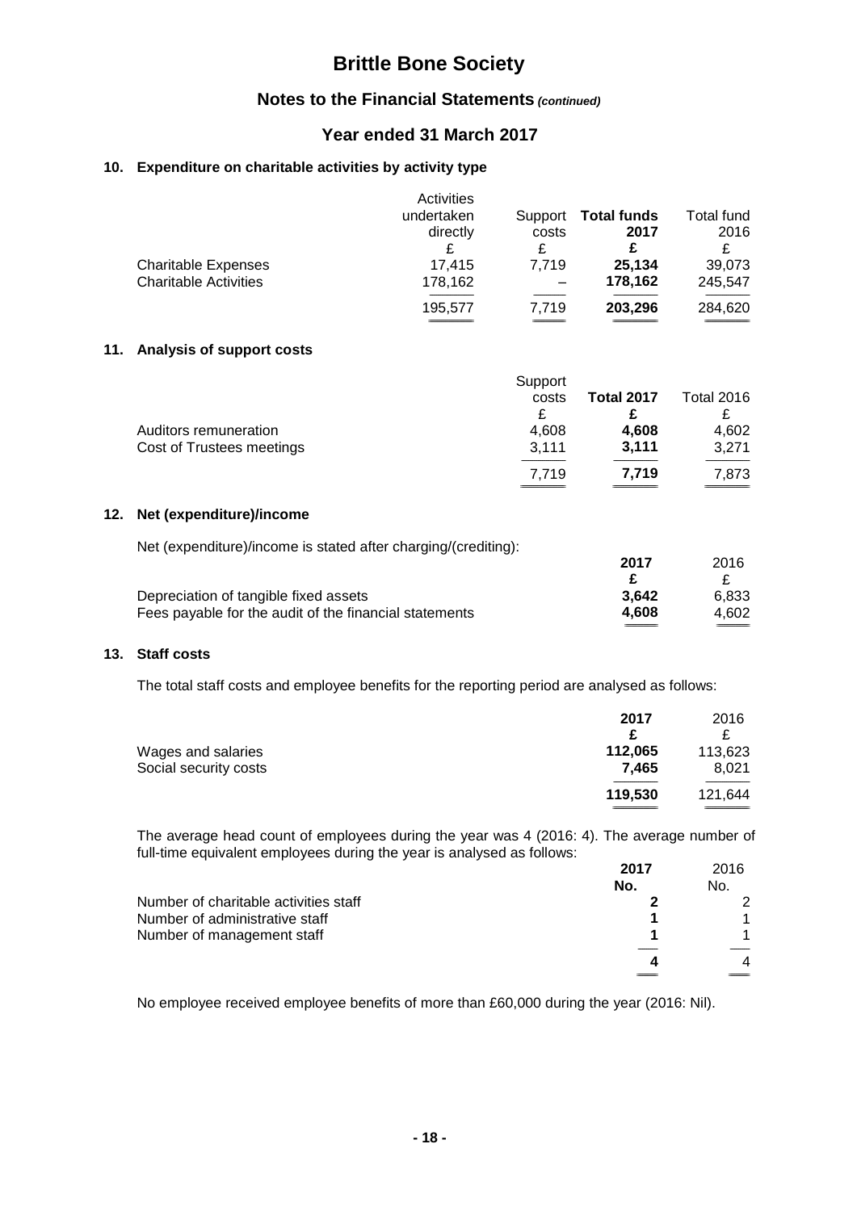# Brittle Bone Society

## Notes to the Financial Statements *(continued)*

## Year ended 31 March 2017

### 10. Expenditure on charitable activities by activity type

| | Activities undertaken directly | Support costs | **Total funds 2017** | Total fund 2016 |
|---|---|---|---|---|
| | £ | £ | **£** | £ |
| Charitable Expenses | 17,415 | 7,719 | **25,134** | 39,073 |
| Charitable Activities | 178,162 | – | **178,162** | 245,547 |
| | 195,577 | 7,719 | **203,296** | 284,620 |

### 11. Analysis of support costs

| | Support costs | **Total 2017** | Total 2016 |
|---|---|---|---|
| | £ | **£** | £ |
| Auditors remuneration | 4,608 | **4,608** | 4,602 |
| Cost of Trustees meetings | 3,111 | **3,111** | 3,271 |
| | 7,719 | **7,719** | 7,873 |

### 12. Net (expenditure)/income

Net (expenditure)/income is stated after charging/(crediting):

| | **2017** | 2016 |
|---|---|---|
| | **£** | £ |
| Depreciation of tangible fixed assets | **3,642** | 6,833 |
| Fees payable for the audit of the financial statements | **4,608** | 4,602 |

### 13. Staff costs

The total staff costs and employee benefits for the reporting period are analysed as follows:

| | **2017** | 2016 |
|---|---|---|
| | **£** | £ |
| Wages and salaries | **112,065** | 113,623 |
| Social security costs | **7,465** | 8,021 |
| | **119,530** | 121,644 |

The average head count of employees during the year was 4 (2016: 4). The average number of full-time equivalent employees during the year is analysed as follows:

| | **2017** | 2016 |
|---|---|---|
| | **No.** | No. |
| Number of charitable activities staff | **2** | 2 |
| Number of administrative staff | **1** | 1 |
| Number of management staff | **1** | 1 |
| | **4** | 4 |

No employee received employee benefits of more than £60,000 during the year (2016: Nil).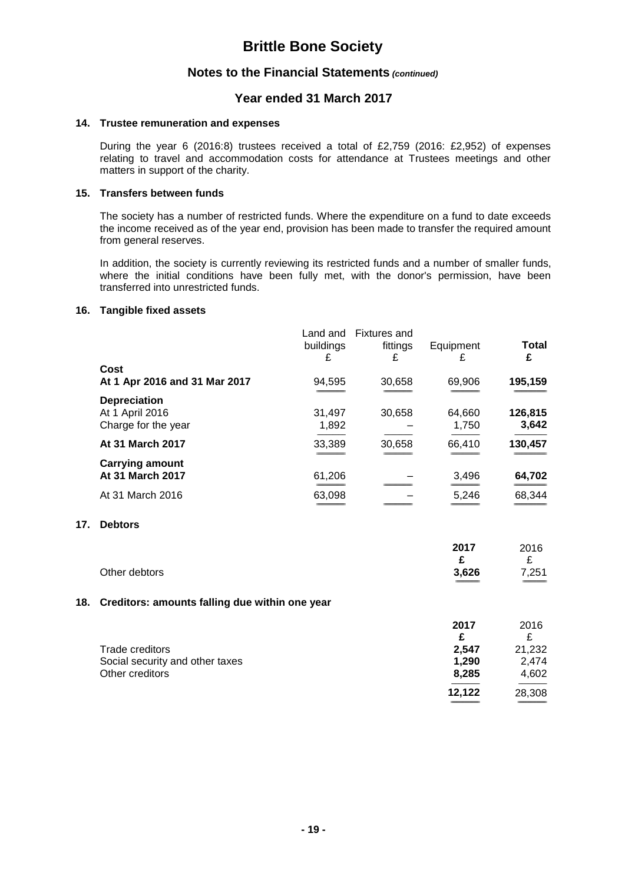# Brittle Bone Society

## Notes to the Financial Statements *(continued)*

## Year ended 31 March 2017

### 14. Trustee remuneration and expenses

During the year 6 (2016:8) trustees received a total of £2,759 (2016: £2,952) of expenses relating to travel and accommodation costs for attendance at Trustees meetings and other matters in support of the charity.

### 15. Transfers between funds

The society has a number of restricted funds. Where the expenditure on a fund to date exceeds the income received as of the year end, provision has been made to transfer the required amount from general reserves.

In addition, the society is currently reviewing its restricted funds and a number of smaller funds, where the initial conditions have been fully met, with the donor's permission, have been transferred into unrestricted funds.

### 16. Tangible fixed assets

| | Land and buildings £ | Fixtures and fittings £ | Equipment £ | **Total £** |
|---|---|---|---|---|
| **Cost** | | | | |
| **At 1 Apr 2016 and 31 Mar 2017** | 94,595 | 30,658 | 69,906 | **195,159** |
| **Depreciation** | | | | |
| At 1 April 2016 | 31,497 | 30,658 | 64,660 | **126,815** |
| Charge for the year | 1,892 | – | 1,750 | **3,642** |
| **At 31 March 2017** | 33,389 | 30,658 | 66,410 | **130,457** |
| **Carrying amount** | | | | |
| **At 31 March 2017** | 61,206 | – | 3,496 | **64,702** |
| At 31 March 2016 | 63,098 | – | 5,246 | 68,344 |

### 17. Debtors

| | **2017 £** | 2016 £ |
|---|---|---|
| Other debtors | **3,626** | 7,251 |

### 18. Creditors: amounts falling due within one year

| | **2017 £** | 2016 £ |
|---|---|---|
| Trade creditors | **2,547** | 21,232 |
| Social security and other taxes | **1,290** | 2,474 |
| Other creditors | **8,285** | 4,602 |
| | **12,122** | 28,308 |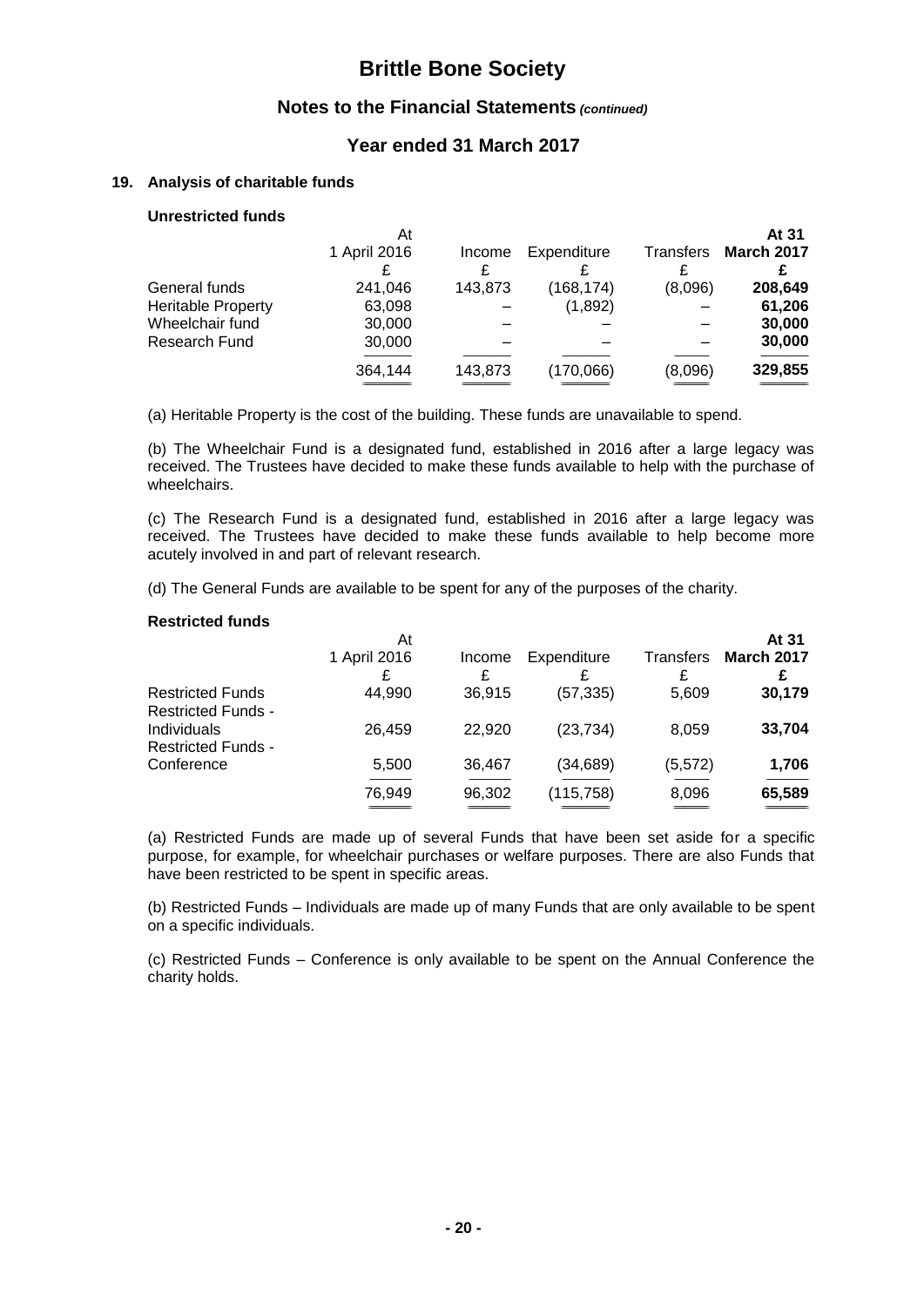# Brittle Bone Society

## Notes to the Financial Statements *(continued)*

## Year ended 31 March 2017

### 19. Analysis of charitable funds

#### Unrestricted funds

| | At 1 April 2016 £ | Income £ | Expenditure £ | Transfers £ | **At 31 March 2017 £** |
|---|---|---|---|---|---|
| General funds | 241,046 | 143,873 | (168,174) | (8,096) | **208,649** |
| Heritable Property | 63,098 | – | (1,892) | – | **61,206** |
| Wheelchair fund | 30,000 | – | – | – | **30,000** |
| Research Fund | 30,000 | – | – | – | **30,000** |
| | 364,144 | 143,873 | (170,066) | (8,096) | **329,855** |

(a) Heritable Property is the cost of the building. These funds are unavailable to spend.

(b) The Wheelchair Fund is a designated fund, established in 2016 after a large legacy was received. The Trustees have decided to make these funds available to help with the purchase of wheelchairs.

(c) The Research Fund is a designated fund, established in 2016 after a large legacy was received. The Trustees have decided to make these funds available to help become more acutely involved in and part of relevant research.

(d) The General Funds are available to be spent for any of the purposes of the charity.

#### Restricted funds

| | At 1 April 2016 £ | Income £ | Expenditure £ | Transfers £ | **At 31 March 2017 £** |
|---|---|---|---|---|---|
| Restricted Funds | 44,990 | 36,915 | (57,335) | 5,609 | **30,179** |
| Restricted Funds - Individuals | 26,459 | 22,920 | (23,734) | 8,059 | **33,704** |
| Restricted Funds - Conference | 5,500 | 36,467 | (34,689) | (5,572) | **1,706** |
| | 76,949 | 96,302 | (115,758) | 8,096 | **65,589** |

(a) Restricted Funds are made up of several Funds that have been set aside for a specific purpose, for example, for wheelchair purchases or welfare purposes. There are also Funds that have been restricted to be spent in specific areas.

(b) Restricted Funds – Individuals are made up of many Funds that are only available to be spent on a specific individuals.

(c) Restricted Funds – Conference is only available to be spent on the Annual Conference the charity holds.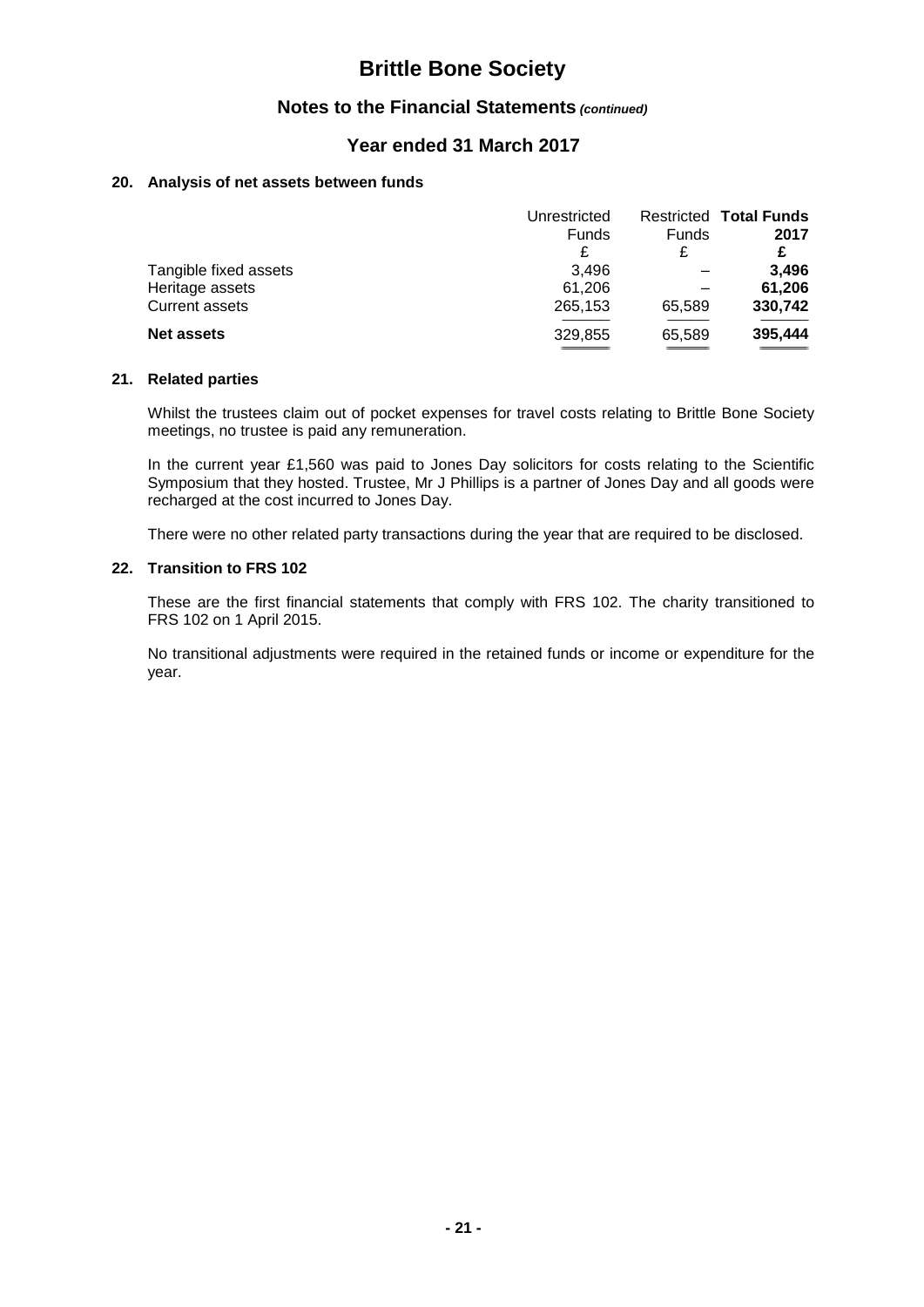# Brittle Bone Society

## Notes to the Financial Statements *(continued)*

## Year ended 31 March 2017

### 20. Analysis of net assets between funds

| | Unrestricted Funds | Restricted Funds | **Total Funds 2017** |
|---|---|---|---|
| | £ | £ | **£** |
| Tangible fixed assets | 3,496 | – | **3,496** |
| Heritage assets | 61,206 | – | **61,206** |
| Current assets | 265,153 | 65,589 | **330,742** |
| **Net assets** | 329,855 | 65,589 | **395,444** |

### 21. Related parties

Whilst the trustees claim out of pocket expenses for travel costs relating to Brittle Bone Society meetings, no trustee is paid any remuneration.

In the current year £1,560 was paid to Jones Day solicitors for costs relating to the Scientific Symposium that they hosted. Trustee, Mr J Phillips is a partner of Jones Day and all goods were recharged at the cost incurred to Jones Day.

There were no other related party transactions during the year that are required to be disclosed.

### 22. Transition to FRS 102

These are the first financial statements that comply with FRS 102. The charity transitioned to FRS 102 on 1 April 2015.

No transitional adjustments were required in the retained funds or income or expenditure for the year.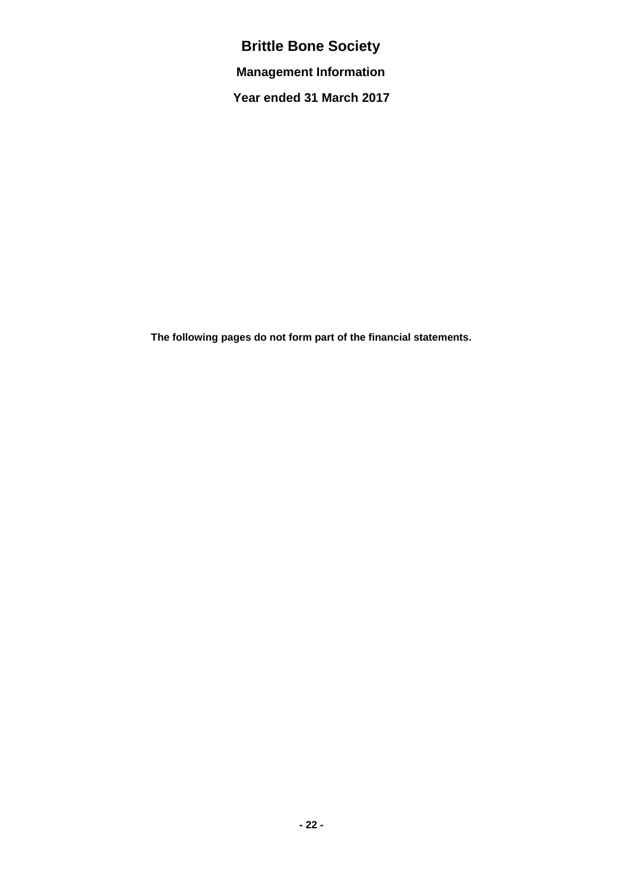# Brittle Bone Society

## Management Information

## Year ended 31 March 2017

**The following pages do not form part of the financial statements.**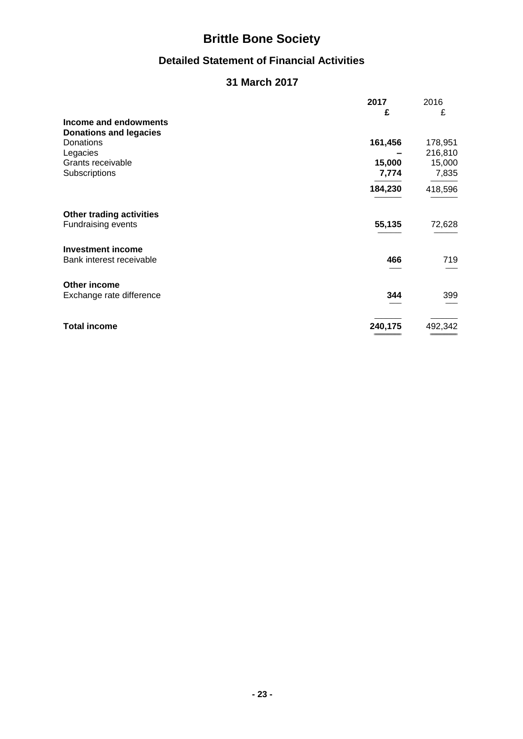# Brittle Bone Society

## Detailed Statement of Financial Activities

## 31 March 2017

| | **2017** | 2016 |
|---|---|---|
| | **£** | £ |
| **Income and endowments** | | |
| **Donations and legacies** | | |
| Donations | **161,456** | 178,951 |
| Legacies | **–** | 216,810 |
| Grants receivable | **15,000** | 15,000 |
| Subscriptions | **7,774** | 7,835 |
| | **184,230** | 418,596 |
| **Other trading activities** | | |
| Fundraising events | **55,135** | 72,628 |
| **Investment income** | | |
| Bank interest receivable | **466** | 719 |
| **Other income** | | |
| Exchange rate difference | **344** | 399 |
| **Total income** | **240,175** | 492,342 |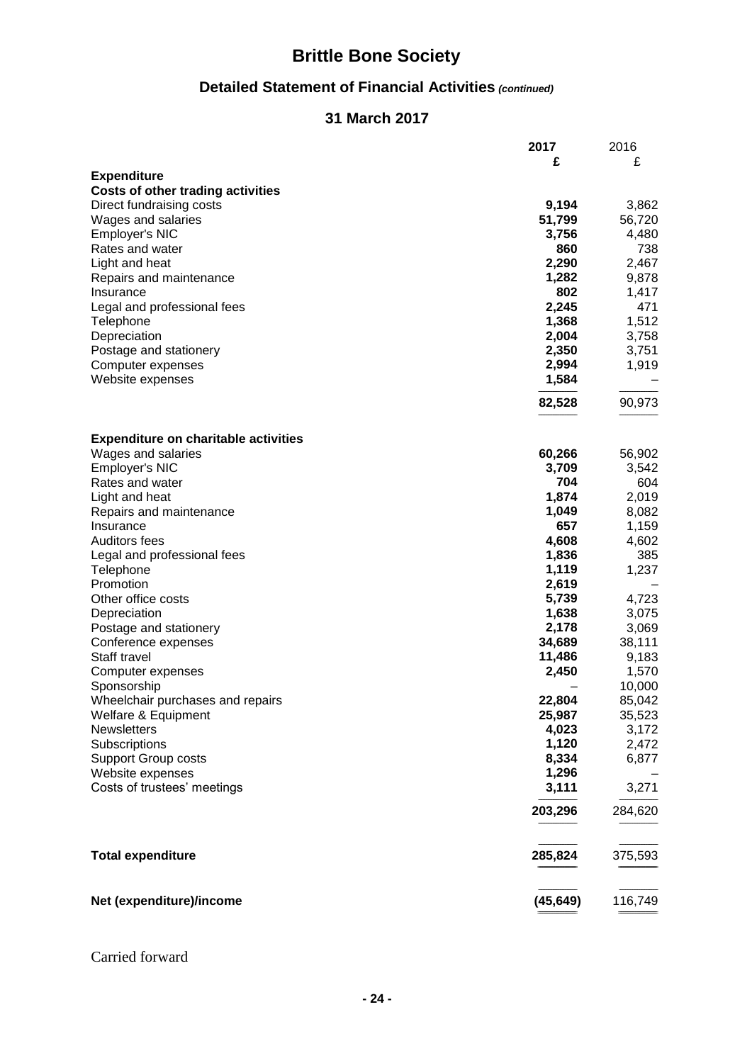# Brittle Bone Society

## Detailed Statement of Financial Activities *(continued)*

## 31 March 2017

| | 2017 | 2016 |
|---|---|---|
| | £ | £ |
| **Expenditure** | | |
| **Costs of other trading activities** | | |
| Direct fundraising costs | **9,194** | 3,862 |
| Wages and salaries | **51,799** | 56,720 |
| Employer's NIC | **3,756** | 4,480 |
| Rates and water | **860** | 738 |
| Light and heat | **2,290** | 2,467 |
| Repairs and maintenance | **1,282** | 9,878 |
| Insurance | **802** | 1,417 |
| Legal and professional fees | **2,245** | 471 |
| Telephone | **1,368** | 1,512 |
| Depreciation | **2,004** | 3,758 |
| Postage and stationery | **2,350** | 3,751 |
| Computer expenses | **2,994** | 1,919 |
| Website expenses | **1,584** | – |
| | **82,528** | 90,973 |
| **Expenditure on charitable activities** | | |
| Wages and salaries | **60,266** | 56,902 |
| Employer's NIC | **3,709** | 3,542 |
| Rates and water | **704** | 604 |
| Light and heat | **1,874** | 2,019 |
| Repairs and maintenance | **1,049** | 8,082 |
| Insurance | **657** | 1,159 |
| Auditors fees | **4,608** | 4,602 |
| Legal and professional fees | **1,836** | 385 |
| Telephone | **1,119** | 1,237 |
| Promotion | **2,619** | – |
| Other office costs | **5,739** | 4,723 |
| Depreciation | **1,638** | 3,075 |
| Postage and stationery | **2,178** | 3,069 |
| Conference expenses | **34,689** | 38,111 |
| Staff travel | **11,486** | 9,183 |
| Computer expenses | **2,450** | 1,570 |
| Sponsorship | – | 10,000 |
| Wheelchair purchases and repairs | **22,804** | 85,042 |
| Welfare & Equipment | **25,987** | 35,523 |
| Newsletters | **4,023** | 3,172 |
| Subscriptions | **1,120** | 2,472 |
| Support Group costs | **8,334** | 6,877 |
| Website expenses | **1,296** | – |
| Costs of trustees' meetings | **3,111** | 3,271 |
| | **203,296** | 284,620 |
| **Total expenditure** | **285,824** | 375,593 |
| **Net (expenditure)/income** | **(45,649)** | 116,749 |

Carried forward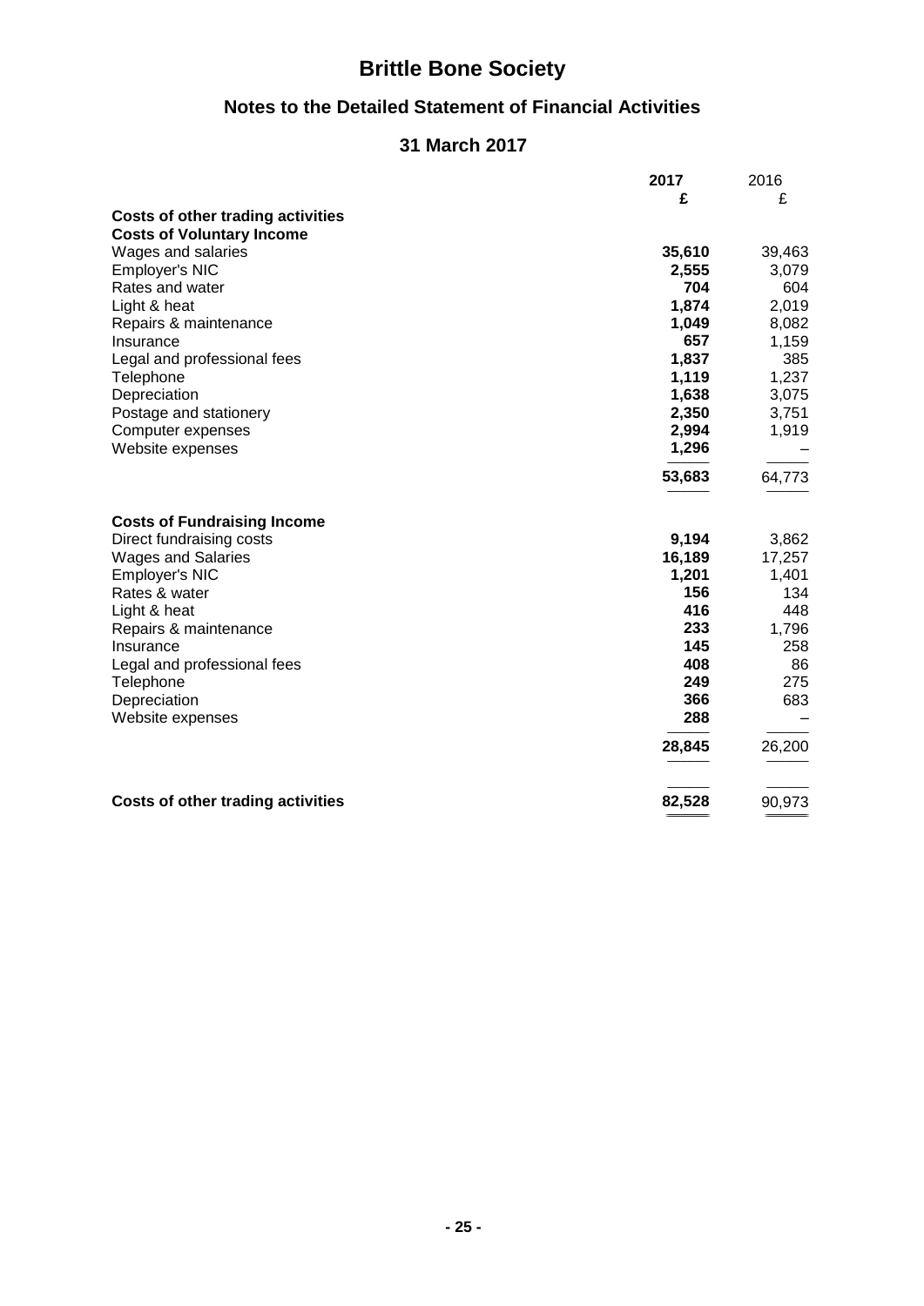# Brittle Bone Society

## Notes to the Detailed Statement of Financial Activities

## 31 March 2017

| | 2017 | 2016 |
|---|---|---|
| | £ | £ |
| **Costs of other trading activities** | | |
| **Costs of Voluntary Income** | | |
| Wages and salaries | **35,610** | 39,463 |
| Employer's NIC | **2,555** | 3,079 |
| Rates and water | **704** | 604 |
| Light & heat | **1,874** | 2,019 |
| Repairs & maintenance | **1,049** | 8,082 |
| Insurance | **657** | 1,159 |
| Legal and professional fees | **1,837** | 385 |
| Telephone | **1,119** | 1,237 |
| Depreciation | **1,638** | 3,075 |
| Postage and stationery | **2,350** | 3,751 |
| Computer expenses | **2,994** | 1,919 |
| Website expenses | **1,296** | – |
| | **53,683** | 64,773 |
| **Costs of Fundraising Income** | | |
| Direct fundraising costs | **9,194** | 3,862 |
| Wages and Salaries | **16,189** | 17,257 |
| Employer's NIC | **1,201** | 1,401 |
| Rates & water | **156** | 134 |
| Light & heat | **416** | 448 |
| Repairs & maintenance | **233** | 1,796 |
| Insurance | **145** | 258 |
| Legal and professional fees | **408** | 86 |
| Telephone | **249** | 275 |
| Depreciation | **366** | 683 |
| Website expenses | **288** | – |
| | **28,845** | 26,200 |
| **Costs of other trading activities** | **82,528** | 90,973 |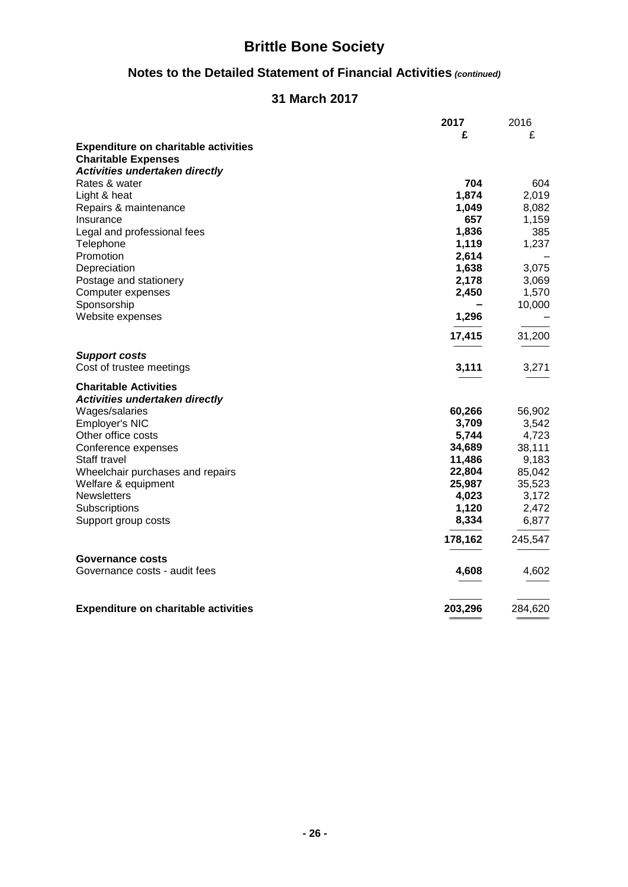# Brittle Bone Society

## Notes to the Detailed Statement of Financial Activities *(continued)*

## 31 March 2017

| | 2017 | 2016 |
|---|---|---|
| | £ | £ |
| **Expenditure on charitable activities** | | |
| **Charitable Expenses** | | |
| ***Activities undertaken directly*** | | |
| Rates & water | **704** | 604 |
| Light & heat | **1,874** | 2,019 |
| Repairs & maintenance | **1,049** | 8,082 |
| Insurance | **657** | 1,159 |
| Legal and professional fees | **1,836** | 385 |
| Telephone | **1,119** | 1,237 |
| Promotion | **2,614** | – |
| Depreciation | **1,638** | 3,075 |
| Postage and stationery | **2,178** | 3,069 |
| Computer expenses | **2,450** | 1,570 |
| Sponsorship | **–** | 10,000 |
| Website expenses | **1,296** | – |
| | **17,415** | 31,200 |
| ***Support costs*** | | |
| Cost of trustee meetings | **3,111** | 3,271 |
| **Charitable Activities** | | |
| ***Activities undertaken directly*** | | |
| Wages/salaries | **60,266** | 56,902 |
| Employer's NIC | **3,709** | 3,542 |
| Other office costs | **5,744** | 4,723 |
| Conference expenses | **34,689** | 38,111 |
| Staff travel | **11,486** | 9,183 |
| Wheelchair purchases and repairs | **22,804** | 85,042 |
| Welfare & equipment | **25,987** | 35,523 |
| Newsletters | **4,023** | 3,172 |
| Subscriptions | **1,120** | 2,472 |
| Support group costs | **8,334** | 6,877 |
| | **178,162** | 245,547 |
| **Governance costs** | | |
| Governance costs - audit fees | **4,608** | 4,602 |
| **Expenditure on charitable activities** | **203,296** | 284,620 |